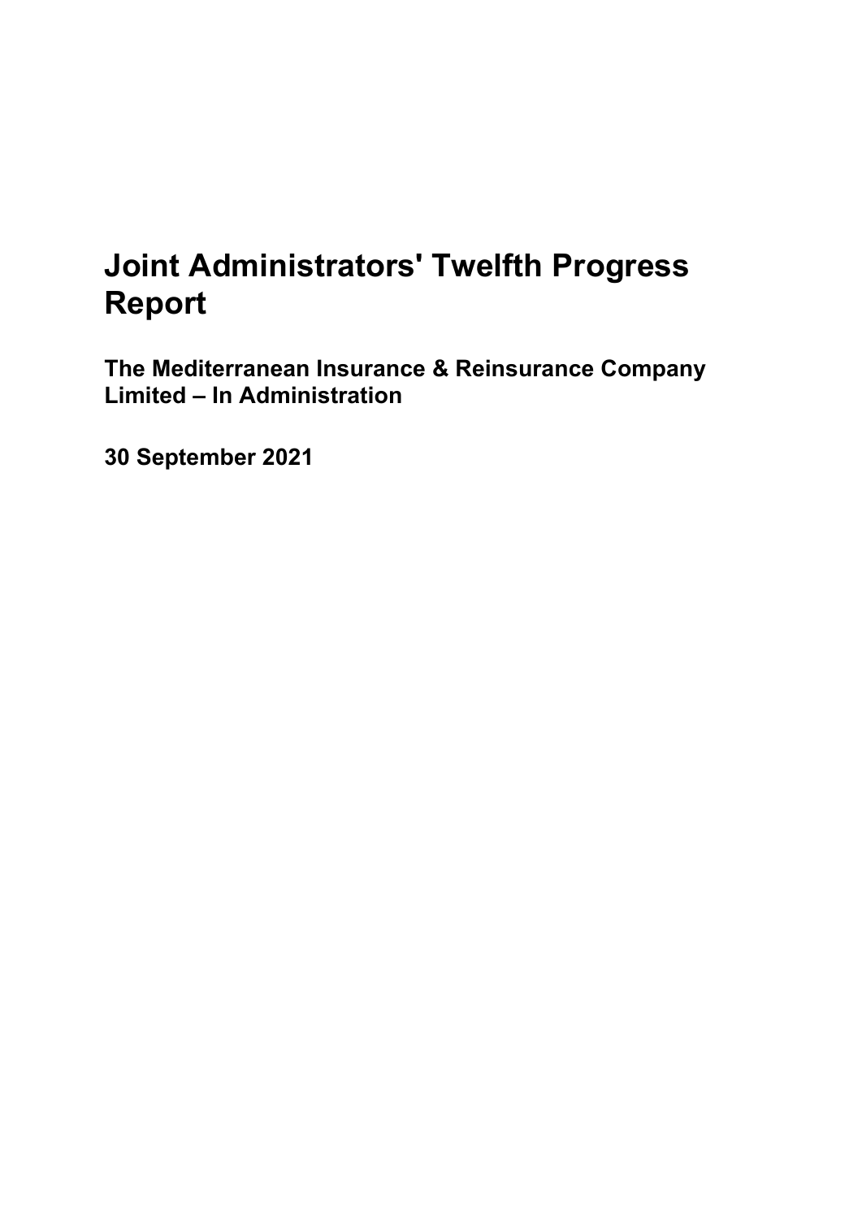# Joint Administrators' Twelfth Progress Report

## The Mediterranean Insurance & Reinsurance Company Limited – In Administration

## 30 September 2021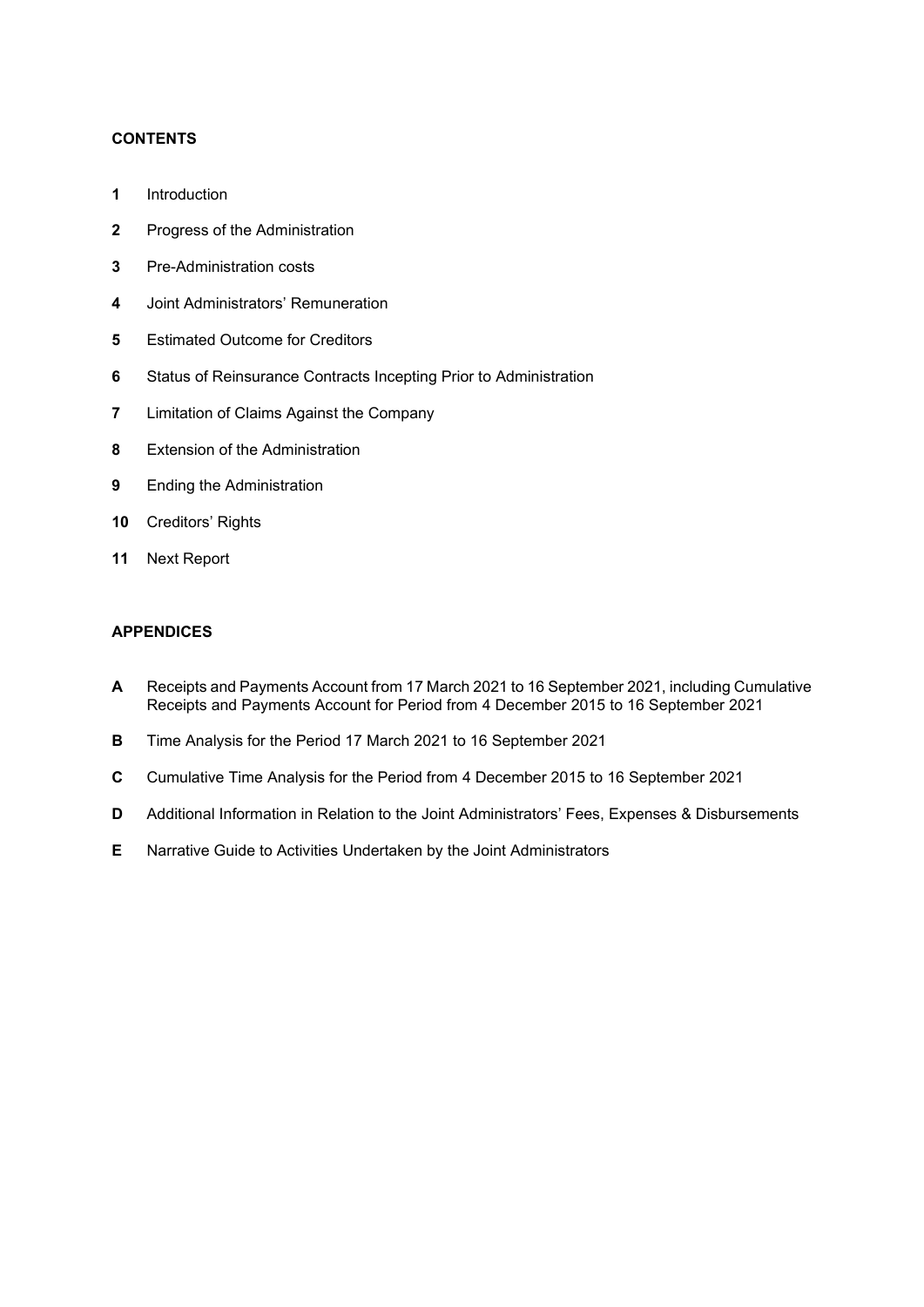**CONTENTS**

**1** Introduction

**2** Progress of the Administration

**3** Pre-Administration costs

**4** Joint Administrators' Remuneration

**5** Estimated Outcome for Creditors

**6** Status of Reinsurance Contracts Incepting Prior to Administration

**7** Limitation of Claims Against the Company

**8** Extension of the Administration

**9** Ending the Administration

**10** Creditors' Rights

**11** Next Report

**APPENDICES**

**A** Receipts and Payments Account from 17 March 2021 to 16 September 2021, including Cumulative Receipts and Payments Account for Period from 4 December 2015 to 16 September 2021

**B** Time Analysis for the Period 17 March 2021 to 16 September 2021

**C** Cumulative Time Analysis for the Period from 4 December 2015 to 16 September 2021

**D** Additional Information in Relation to the Joint Administrators' Fees, Expenses & Disbursements

**E** Narrative Guide to Activities Undertaken by the Joint Administrators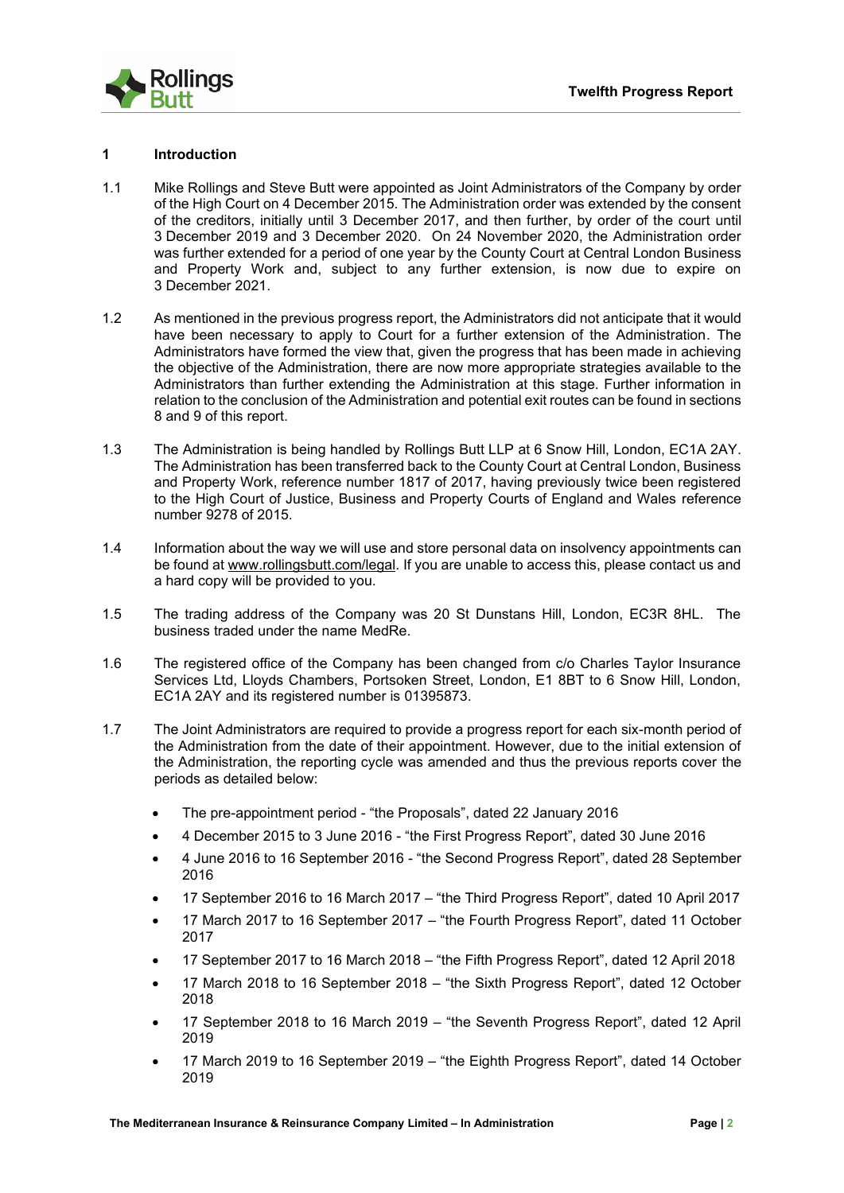## 1 Introduction

1.1 Mike Rollings and Steve Butt were appointed as Joint Administrators of the Company by order of the High Court on 4 December 2015. The Administration order was extended by the consent of the creditors, initially until 3 December 2017, and then further, by order of the court until 3 December 2019 and 3 December 2020. On 24 November 2020, the Administration order was further extended for a period of one year by the County Court at Central London Business and Property Work and, subject to any further extension, is now due to expire on 3 December 2021.

1.2 As mentioned in the previous progress report, the Administrators did not anticipate that it would have been necessary to apply to Court for a further extension of the Administration. The Administrators have formed the view that, given the progress that has been made in achieving the objective of the Administration, there are now more appropriate strategies available to the Administrators than further extending the Administration at this stage. Further information in relation to the conclusion of the Administration and potential exit routes can be found in sections 8 and 9 of this report.

1.3 The Administration is being handled by Rollings Butt LLP at 6 Snow Hill, London, EC1A 2AY. The Administration has been transferred back to the County Court at Central London, Business and Property Work, reference number 1817 of 2017, having previously twice been registered to the High Court of Justice, Business and Property Courts of England and Wales reference number 9278 of 2015.

1.4 Information about the way we will use and store personal data on insolvency appointments can be found at www.rollingsbutt.com/legal. If you are unable to access this, please contact us and a hard copy will be provided to you.

1.5 The trading address of the Company was 20 St Dunstans Hill, London, EC3R 8HL. The business traded under the name MedRe.

1.6 The registered office of the Company has been changed from c/o Charles Taylor Insurance Services Ltd, Lloyds Chambers, Portsoken Street, London, E1 8BT to 6 Snow Hill, London, EC1A 2AY and its registered number is 01395873.

1.7 The Joint Administrators are required to provide a progress report for each six-month period of the Administration from the date of their appointment. However, due to the initial extension of the Administration, the reporting cycle was amended and thus the previous reports cover the periods as detailed below:

- The pre-appointment period - "the Proposals", dated 22 January 2016
- 4 December 2015 to 3 June 2016 - "the First Progress Report", dated 30 June 2016
- 4 June 2016 to 16 September 2016 - "the Second Progress Report", dated 28 September 2016
- 17 September 2016 to 16 March 2017 – "the Third Progress Report", dated 10 April 2017
- 17 March 2017 to 16 September 2017 – "the Fourth Progress Report", dated 11 October 2017
- 17 September 2017 to 16 March 2018 – "the Fifth Progress Report", dated 12 April 2018
- 17 March 2018 to 16 September 2018 – "the Sixth Progress Report", dated 12 October 2018
- 17 September 2018 to 16 March 2019 – "the Seventh Progress Report", dated 12 April 2019
- 17 March 2019 to 16 September 2019 – "the Eighth Progress Report", dated 14 October 2019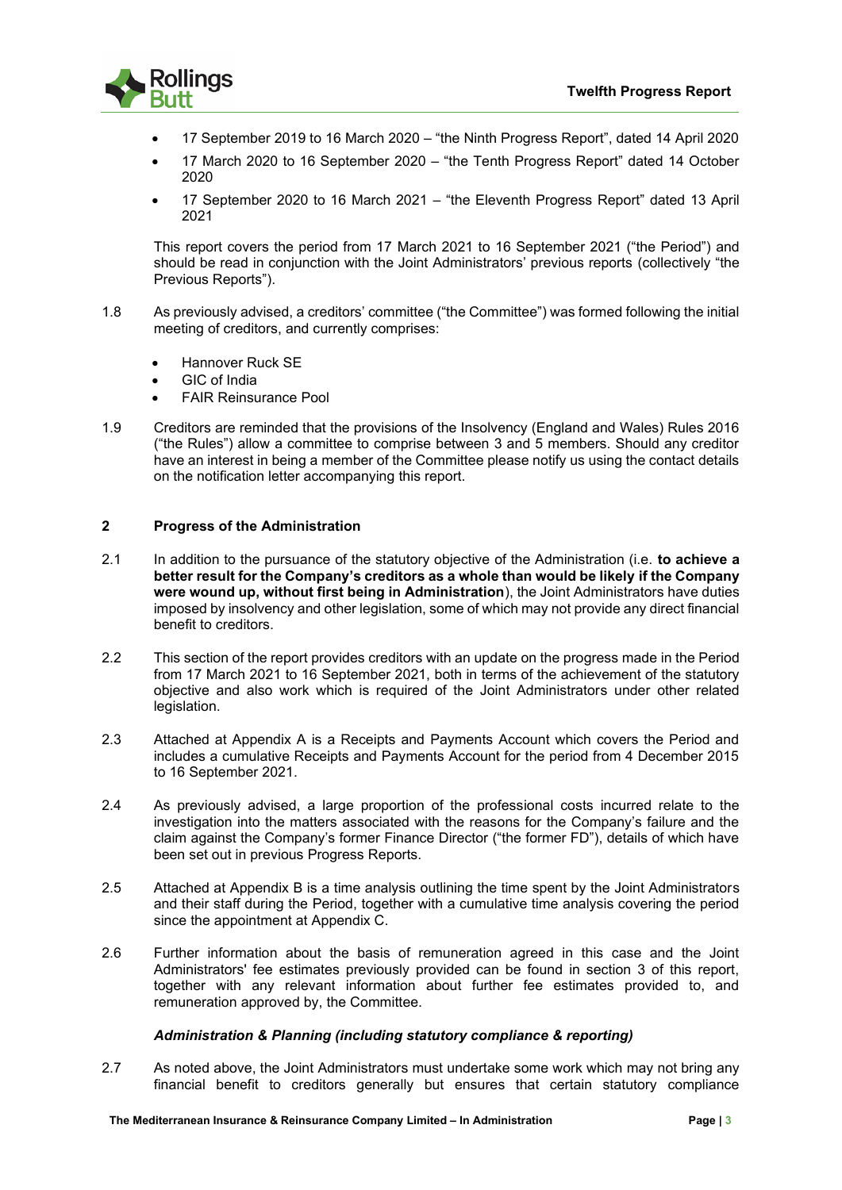- 17 September 2019 to 16 March 2020 – "the Ninth Progress Report", dated 14 April 2020
- 17 March 2020 to 16 September 2020 – "the Tenth Progress Report" dated 14 October 2020
- 17 September 2020 to 16 March 2021 – "the Eleventh Progress Report" dated 13 April 2021

This report covers the period from 17 March 2021 to 16 September 2021 ("the Period") and should be read in conjunction with the Joint Administrators' previous reports (collectively "the Previous Reports").

1.8 As previously advised, a creditors' committee ("the Committee") was formed following the initial meeting of creditors, and currently comprises:

- Hannover Ruck SE
- GIC of India
- FAIR Reinsurance Pool

1.9 Creditors are reminded that the provisions of the Insolvency (England and Wales) Rules 2016 ("the Rules") allow a committee to comprise between 3 and 5 members. Should any creditor have an interest in being a member of the Committee please notify us using the contact details on the notification letter accompanying this report.

## 2 Progress of the Administration

2.1 In addition to the pursuance of the statutory objective of the Administration (i.e. **to achieve a better result for the Company's creditors as a whole than would be likely if the Company were wound up, without first being in Administration**), the Joint Administrators have duties imposed by insolvency and other legislation, some of which may not provide any direct financial benefit to creditors.

2.2 This section of the report provides creditors with an update on the progress made in the Period from 17 March 2021 to 16 September 2021, both in terms of the achievement of the statutory objective and also work which is required of the Joint Administrators under other related legislation.

2.3 Attached at Appendix A is a Receipts and Payments Account which covers the Period and includes a cumulative Receipts and Payments Account for the period from 4 December 2015 to 16 September 2021.

2.4 As previously advised, a large proportion of the professional costs incurred relate to the investigation into the matters associated with the reasons for the Company's failure and the claim against the Company's former Finance Director ("the former FD"), details of which have been set out in previous Progress Reports.

2.5 Attached at Appendix B is a time analysis outlining the time spent by the Joint Administrators and their staff during the Period, together with a cumulative time analysis covering the period since the appointment at Appendix C.

2.6 Further information about the basis of remuneration agreed in this case and the Joint Administrators' fee estimates previously provided can be found in section 3 of this report, together with any relevant information about further fee estimates provided to, and remuneration approved by, the Committee.

### *Administration & Planning (including statutory compliance & reporting)*

2.7 As noted above, the Joint Administrators must undertake some work which may not bring any financial benefit to creditors generally but ensures that certain statutory compliance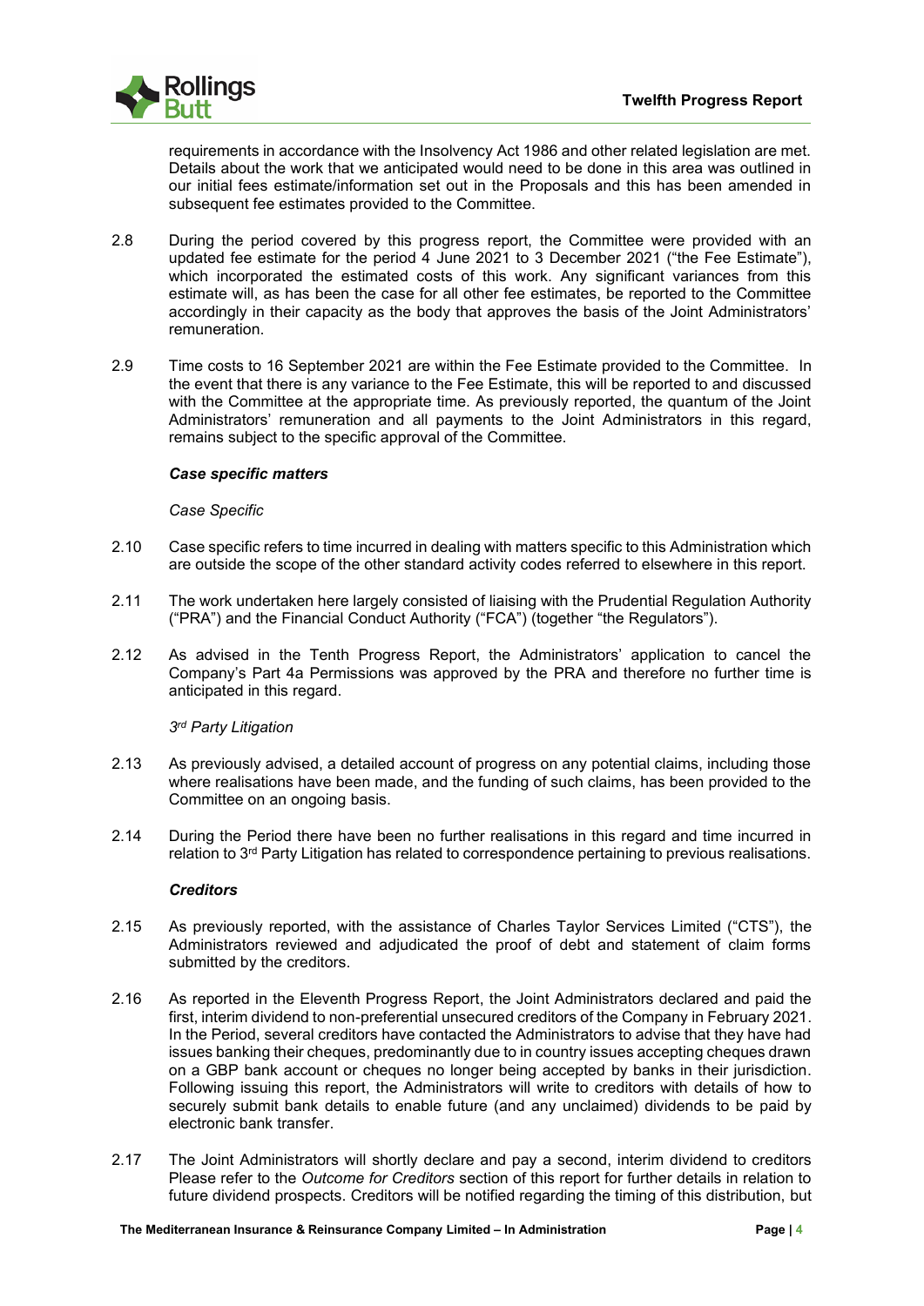requirements in accordance with the Insolvency Act 1986 and other related legislation are met. Details about the work that we anticipated would need to be done in this area was outlined in our initial fees estimate/information set out in the Proposals and this has been amended in subsequent fee estimates provided to the Committee.

2.8 During the period covered by this progress report, the Committee were provided with an updated fee estimate for the period 4 June 2021 to 3 December 2021 ("the Fee Estimate"), which incorporated the estimated costs of this work. Any significant variances from this estimate will, as has been the case for all other fee estimates, be reported to the Committee accordingly in their capacity as the body that approves the basis of the Joint Administrators' remuneration.

2.9 Time costs to 16 September 2021 are within the Fee Estimate provided to the Committee. In the event that there is any variance to the Fee Estimate, this will be reported to and discussed with the Committee at the appropriate time. As previously reported, the quantum of the Joint Administrators' remuneration and all payments to the Joint Administrators in this regard, remains subject to the specific approval of the Committee.

***Case specific matters***

*Case Specific*

2.10 Case specific refers to time incurred in dealing with matters specific to this Administration which are outside the scope of the other standard activity codes referred to elsewhere in this report.

2.11 The work undertaken here largely consisted of liaising with the Prudential Regulation Authority ("PRA") and the Financial Conduct Authority ("FCA") (together "the Regulators").

2.12 As advised in the Tenth Progress Report, the Administrators' application to cancel the Company's Part 4a Permissions was approved by the PRA and therefore no further time is anticipated in this regard.

*3rd Party Litigation*

2.13 As previously advised, a detailed account of progress on any potential claims, including those where realisations have been made, and the funding of such claims, has been provided to the Committee on an ongoing basis.

2.14 During the Period there have been no further realisations in this regard and time incurred in relation to 3rd Party Litigation has related to correspondence pertaining to previous realisations.

***Creditors***

2.15 As previously reported, with the assistance of Charles Taylor Services Limited ("CTS"), the Administrators reviewed and adjudicated the proof of debt and statement of claim forms submitted by the creditors.

2.16 As reported in the Eleventh Progress Report, the Joint Administrators declared and paid the first, interim dividend to non-preferential unsecured creditors of the Company in February 2021. In the Period, several creditors have contacted the Administrators to advise that they have had issues banking their cheques, predominantly due to in country issues accepting cheques drawn on a GBP bank account or cheques no longer being accepted by banks in their jurisdiction. Following issuing this report, the Administrators will write to creditors with details of how to securely submit bank details to enable future (and any unclaimed) dividends to be paid by electronic bank transfer.

2.17 The Joint Administrators will shortly declare and pay a second, interim dividend to creditors Please refer to the *Outcome for Creditors* section of this report for further details in relation to future dividend prospects. Creditors will be notified regarding the timing of this distribution, but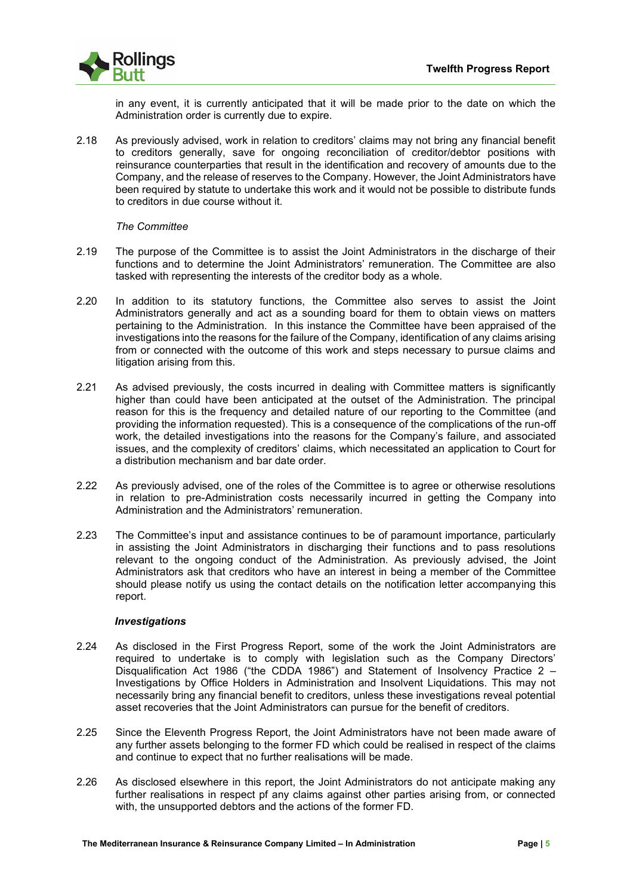in any event, it is currently anticipated that it will be made prior to the date on which the Administration order is currently due to expire.

2.18 As previously advised, work in relation to creditors' claims may not bring any financial benefit to creditors generally, save for ongoing reconciliation of creditor/debtor positions with reinsurance counterparties that result in the identification and recovery of amounts due to the Company, and the release of reserves to the Company. However, the Joint Administrators have been required by statute to undertake this work and it would not be possible to distribute funds to creditors in due course without it.

*The Committee*

2.19 The purpose of the Committee is to assist the Joint Administrators in the discharge of their functions and to determine the Joint Administrators' remuneration. The Committee are also tasked with representing the interests of the creditor body as a whole.

2.20 In addition to its statutory functions, the Committee also serves to assist the Joint Administrators generally and act as a sounding board for them to obtain views on matters pertaining to the Administration. In this instance the Committee have been appraised of the investigations into the reasons for the failure of the Company, identification of any claims arising from or connected with the outcome of this work and steps necessary to pursue claims and litigation arising from this.

2.21 As advised previously, the costs incurred in dealing with Committee matters is significantly higher than could have been anticipated at the outset of the Administration. The principal reason for this is the frequency and detailed nature of our reporting to the Committee (and providing the information requested). This is a consequence of the complications of the run-off work, the detailed investigations into the reasons for the Company's failure, and associated issues, and the complexity of creditors' claims, which necessitated an application to Court for a distribution mechanism and bar date order.

2.22 As previously advised, one of the roles of the Committee is to agree or otherwise resolutions in relation to pre-Administration costs necessarily incurred in getting the Company into Administration and the Administrators' remuneration.

2.23 The Committee's input and assistance continues to be of paramount importance, particularly in assisting the Joint Administrators in discharging their functions and to pass resolutions relevant to the ongoing conduct of the Administration. As previously advised, the Joint Administrators ask that creditors who have an interest in being a member of the Committee should please notify us using the contact details on the notification letter accompanying this report.

***Investigations***

2.24 As disclosed in the First Progress Report, some of the work the Joint Administrators are required to undertake is to comply with legislation such as the Company Directors' Disqualification Act 1986 ("the CDDA 1986") and Statement of Insolvency Practice 2 – Investigations by Office Holders in Administration and Insolvent Liquidations. This may not necessarily bring any financial benefit to creditors, unless these investigations reveal potential asset recoveries that the Joint Administrators can pursue for the benefit of creditors.

2.25 Since the Eleventh Progress Report, the Joint Administrators have not been made aware of any further assets belonging to the former FD which could be realised in respect of the claims and continue to expect that no further realisations will be made.

2.26 As disclosed elsewhere in this report, the Joint Administrators do not anticipate making any further realisations in respect pf any claims against other parties arising from, or connected with, the unsupported debtors and the actions of the former FD.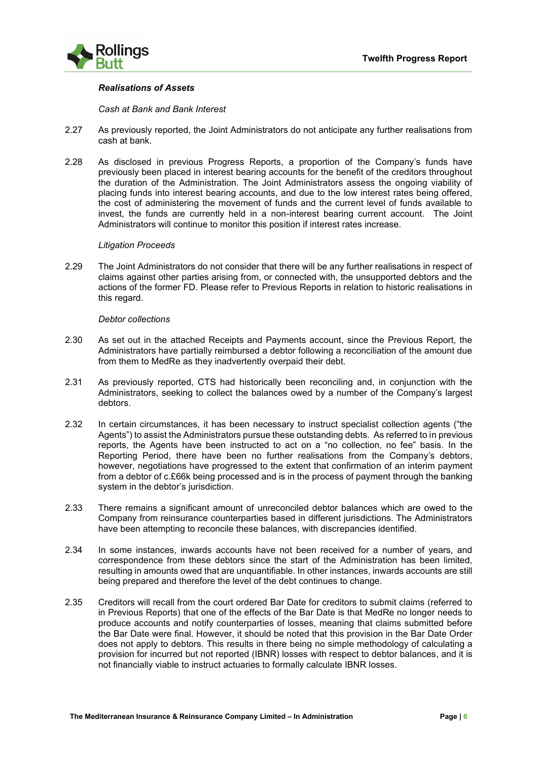***Realisations of Assets***

*Cash at Bank and Bank Interest*

2.27 As previously reported, the Joint Administrators do not anticipate any further realisations from cash at bank.

2.28 As disclosed in previous Progress Reports, a proportion of the Company's funds have previously been placed in interest bearing accounts for the benefit of the creditors throughout the duration of the Administration. The Joint Administrators assess the ongoing viability of placing funds into interest bearing accounts, and due to the low interest rates being offered, the cost of administering the movement of funds and the current level of funds available to invest, the funds are currently held in a non-interest bearing current account. The Joint Administrators will continue to monitor this position if interest rates increase.

*Litigation Proceeds*

2.29 The Joint Administrators do not consider that there will be any further realisations in respect of claims against other parties arising from, or connected with, the unsupported debtors and the actions of the former FD. Please refer to Previous Reports in relation to historic realisations in this regard.

*Debtor collections*

2.30 As set out in the attached Receipts and Payments account, since the Previous Report, the Administrators have partially reimbursed a debtor following a reconciliation of the amount due from them to MedRe as they inadvertently overpaid their debt.

2.31 As previously reported, CTS had historically been reconciling and, in conjunction with the Administrators, seeking to collect the balances owed by a number of the Company's largest debtors.

2.32 In certain circumstances, it has been necessary to instruct specialist collection agents ("the Agents") to assist the Administrators pursue these outstanding debts. As referred to in previous reports, the Agents have been instructed to act on a "no collection, no fee" basis. In the Reporting Period, there have been no further realisations from the Company's debtors, however, negotiations have progressed to the extent that confirmation of an interim payment from a debtor of c.£66k being processed and is in the process of payment through the banking system in the debtor's jurisdiction.

2.33 There remains a significant amount of unreconciled debtor balances which are owed to the Company from reinsurance counterparties based in different jurisdictions. The Administrators have been attempting to reconcile these balances, with discrepancies identified.

2.34 In some instances, inwards accounts have not been received for a number of years, and correspondence from these debtors since the start of the Administration has been limited, resulting in amounts owed that are unquantifiable. In other instances, inwards accounts are still being prepared and therefore the level of the debt continues to change.

2.35 Creditors will recall from the court ordered Bar Date for creditors to submit claims (referred to in Previous Reports) that one of the effects of the Bar Date is that MedRe no longer needs to produce accounts and notify counterparties of losses, meaning that claims submitted before the Bar Date were final. However, it should be noted that this provision in the Bar Date Order does not apply to debtors. This results in there being no simple methodology of calculating a provision for incurred but not reported (IBNR) losses with respect to debtor balances, and it is not financially viable to instruct actuaries to formally calculate IBNR losses.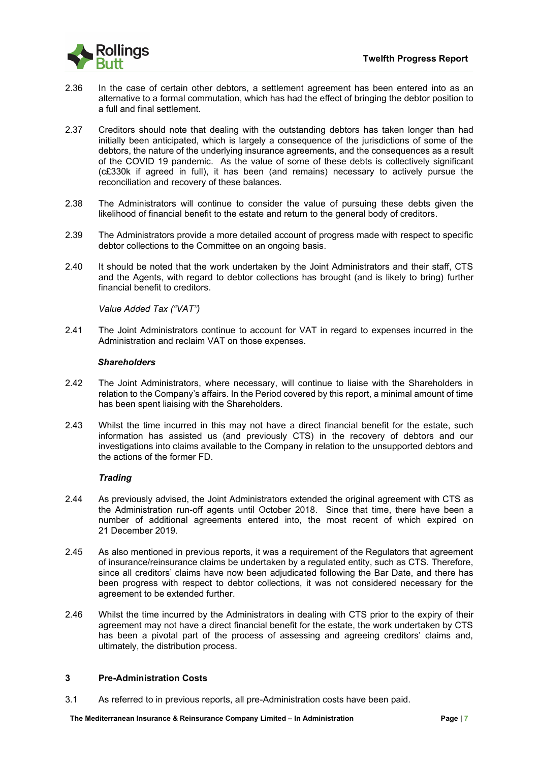2.36 In the case of certain other debtors, a settlement agreement has been entered into as an alternative to a formal commutation, which has had the effect of bringing the debtor position to a full and final settlement.

2.37 Creditors should note that dealing with the outstanding debtors has taken longer than had initially been anticipated, which is largely a consequence of the jurisdictions of some of the debtors, the nature of the underlying insurance agreements, and the consequences as a result of the COVID 19 pandemic. As the value of some of these debts is collectively significant (c£330k if agreed in full), it has been (and remains) necessary to actively pursue the reconciliation and recovery of these balances.

2.38 The Administrators will continue to consider the value of pursuing these debts given the likelihood of financial benefit to the estate and return to the general body of creditors.

2.39 The Administrators provide a more detailed account of progress made with respect to specific debtor collections to the Committee on an ongoing basis.

2.40 It should be noted that the work undertaken by the Joint Administrators and their staff, CTS and the Agents, with regard to debtor collections has brought (and is likely to bring) further financial benefit to creditors.

*Value Added Tax ("VAT")*

2.41 The Joint Administrators continue to account for VAT in regard to expenses incurred in the Administration and reclaim VAT on those expenses.

***Shareholders***

2.42 The Joint Administrators, where necessary, will continue to liaise with the Shareholders in relation to the Company's affairs. In the Period covered by this report, a minimal amount of time has been spent liaising with the Shareholders.

2.43 Whilst the time incurred in this may not have a direct financial benefit for the estate, such information has assisted us (and previously CTS) in the recovery of debtors and our investigations into claims available to the Company in relation to the unsupported debtors and the actions of the former FD.

***Trading***

2.44 As previously advised, the Joint Administrators extended the original agreement with CTS as the Administration run-off agents until October 2018. Since that time, there have been a number of additional agreements entered into, the most recent of which expired on 21 December 2019.

2.45 As also mentioned in previous reports, it was a requirement of the Regulators that agreement of insurance/reinsurance claims be undertaken by a regulated entity, such as CTS. Therefore, since all creditors' claims have now been adjudicated following the Bar Date, and there has been progress with respect to debtor collections, it was not considered necessary for the agreement to be extended further.

2.46 Whilst the time incurred by the Administrators in dealing with CTS prior to the expiry of their agreement may not have a direct financial benefit for the estate, the work undertaken by CTS has been a pivotal part of the process of assessing and agreeing creditors' claims and, ultimately, the distribution process.

## 3 Pre-Administration Costs

3.1 As referred to in previous reports, all pre-Administration costs have been paid.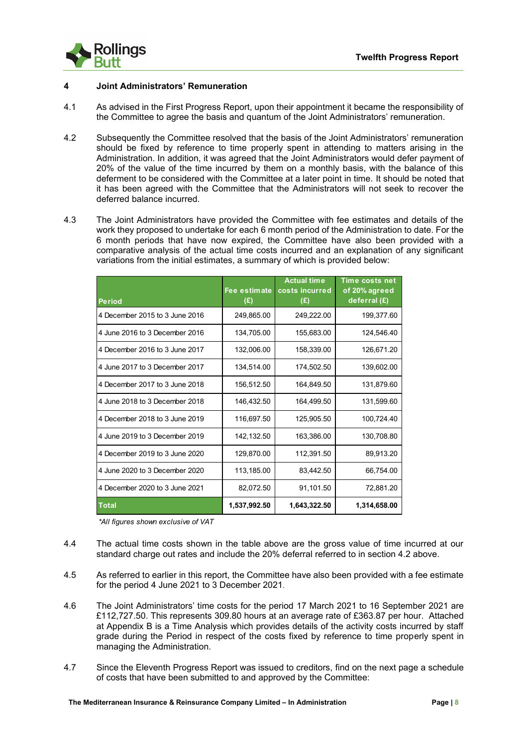## 4 Joint Administrators' Remuneration

4.1 As advised in the First Progress Report, upon their appointment it became the responsibility of the Committee to agree the basis and quantum of the Joint Administrators' remuneration.

4.2 Subsequently the Committee resolved that the basis of the Joint Administrators' remuneration should be fixed by reference to time properly spent in attending to matters arising in the Administration. In addition, it was agreed that the Joint Administrators would defer payment of 20% of the value of the time incurred by them on a monthly basis, with the balance of this deferment to be considered with the Committee at a later point in time. It should be noted that it has been agreed with the Committee that the Administrators will not seek to recover the deferred balance incurred.

4.3 The Joint Administrators have provided the Committee with fee estimates and details of the work they proposed to undertake for each 6 month period of the Administration to date. For the 6 month periods that have now expired, the Committee have also been provided with a comparative analysis of the actual time costs incurred and an explanation of any significant variations from the initial estimates, a summary of which is provided below:

| Period | Fee estimate (£) | Actual time costs incurred (£) | Time costs net of 20% agreed deferral (£) |
|---|---|---|---|
| 4 December 2015 to 3 June 2016 | 249,865.00 | 249,222.00 | 199,377.60 |
| 4 June 2016 to 3 December 2016 | 134,705.00 | 155,683.00 | 124,546.40 |
| 4 December 2016 to 3 June 2017 | 132,006.00 | 158,339.00 | 126,671.20 |
| 4 June 2017 to 3 December 2017 | 134,514.00 | 174,502.50 | 139,602.00 |
| 4 December 2017 to 3 June 2018 | 156,512.50 | 164,849.50 | 131,879.60 |
| 4 June 2018 to 3 December 2018 | 146,432.50 | 164,499.50 | 131,599.60 |
| 4 December 2018 to 3 June 2019 | 116,697.50 | 125,905.50 | 100,724.40 |
| 4 June 2019 to 3 December 2019 | 142,132.50 | 163,386.00 | 130,708.80 |
| 4 December 2019 to 3 June 2020 | 129,870.00 | 112,391.50 | 89,913.20 |
| 4 June 2020 to 3 December 2020 | 113,185.00 | 83,442.50 | 66,754.00 |
| 4 December 2020 to 3 June 2021 | 82,072.50 | 91,101.50 | 72,881.20 |
| **Total** | **1,537,992.50** | **1,643,322.50** | **1,314,658.00** |

*\*All figures shown exclusive of VAT*

4.4 The actual time costs shown in the table above are the gross value of time incurred at our standard charge out rates and include the 20% deferral referred to in section 4.2 above.

4.5 As referred to earlier in this report, the Committee have also been provided with a fee estimate for the period 4 June 2021 to 3 December 2021.

4.6 The Joint Administrators' time costs for the period 17 March 2021 to 16 September 2021 are £112,727.50. This represents 309.80 hours at an average rate of £363.87 per hour. Attached at Appendix B is a Time Analysis which provides details of the activity costs incurred by staff grade during the Period in respect of the costs fixed by reference to time properly spent in managing the Administration.

4.7 Since the Eleventh Progress Report was issued to creditors, find on the next page a schedule of costs that have been submitted to and approved by the Committee: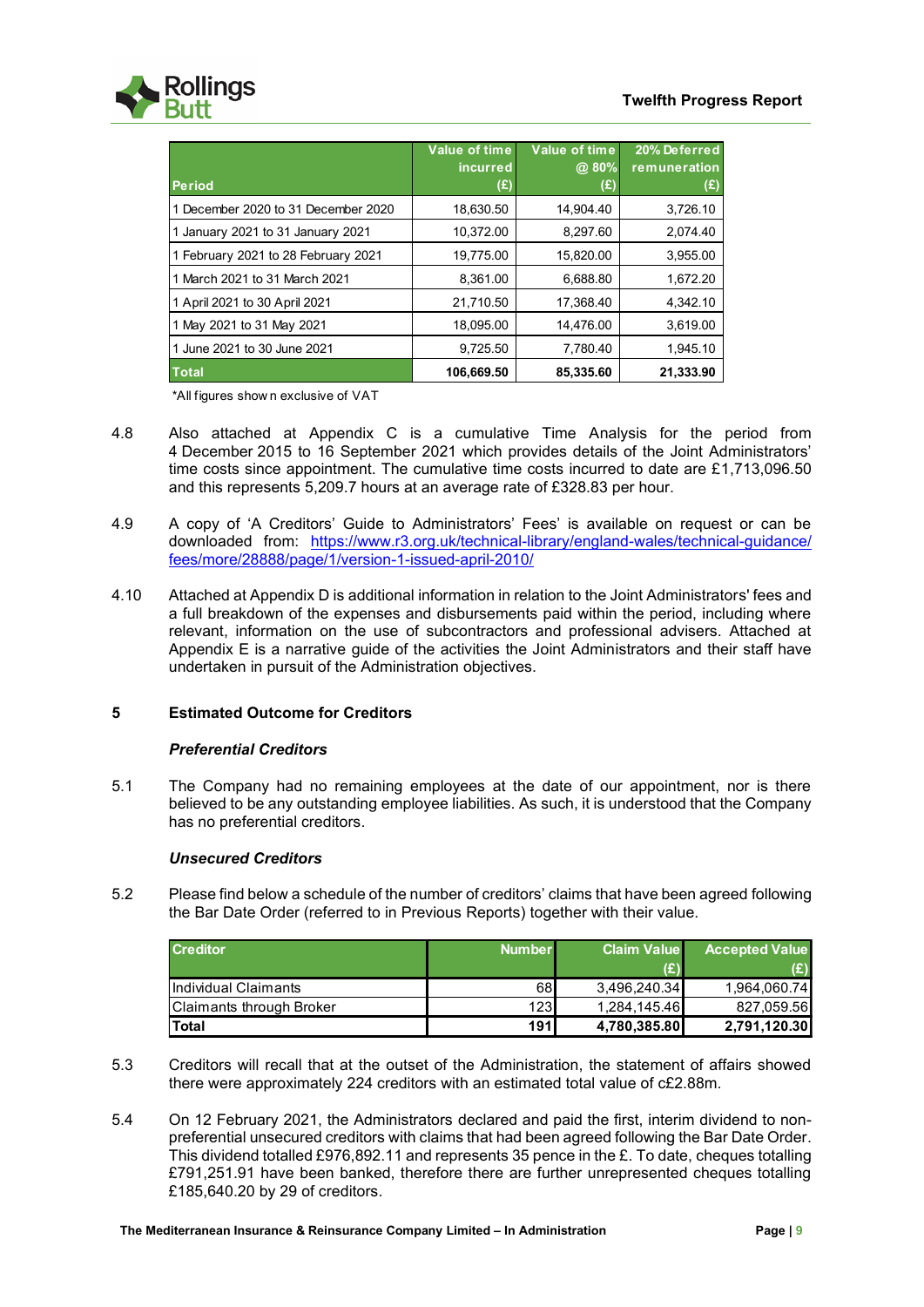| Period | Value of time incurred (£) | Value of time @ 80% (£) | 20% Deferred remuneration (£) |
|---|---|---|---|
| 1 December 2020 to 31 December 2020 | 18,630.50 | 14,904.40 | 3,726.10 |
| 1 January 2021 to 31 January 2021 | 10,372.00 | 8,297.60 | 2,074.40 |
| 1 February 2021 to 28 February 2021 | 19,775.00 | 15,820.00 | 3,955.00 |
| 1 March 2021 to 31 March 2021 | 8,361.00 | 6,688.80 | 1,672.20 |
| 1 April 2021 to 30 April 2021 | 21,710.50 | 17,368.40 | 4,342.10 |
| 1 May 2021 to 31 May 2021 | 18,095.00 | 14,476.00 | 3,619.00 |
| 1 June 2021 to 30 June 2021 | 9,725.50 | 7,780.40 | 1,945.10 |
| **Total** | **106,669.50** | **85,335.60** | **21,333.90** |

*All figures shown exclusive of VAT

4.8 Also attached at Appendix C is a cumulative Time Analysis for the period from 4 December 2015 to 16 September 2021 which provides details of the Joint Administrators' time costs since appointment. The cumulative time costs incurred to date are £1,713,096.50 and this represents 5,209.7 hours at an average rate of £328.83 per hour.

4.9 A copy of 'A Creditors' Guide to Administrators' Fees' is available on request or can be downloaded from: https://www.r3.org.uk/technical-library/england-wales/technical-guidance/fees/more/28888/page/1/version-1-issued-april-2010/

4.10 Attached at Appendix D is additional information in relation to the Joint Administrators' fees and a full breakdown of the expenses and disbursements paid within the period, including where relevant, information on the use of subcontractors and professional advisers. Attached at Appendix E is a narrative guide of the activities the Joint Administrators and their staff have undertaken in pursuit of the Administration objectives.

## 5 Estimated Outcome for Creditors

***Preferential Creditors***

5.1 The Company had no remaining employees at the date of our appointment, nor is there believed to be any outstanding employee liabilities. As such, it is understood that the Company has no preferential creditors.

***Unsecured Creditors***

5.2 Please find below a schedule of the number of creditors' claims that have been agreed following the Bar Date Order (referred to in Previous Reports) together with their value.

| Creditor | Number | Claim Value (£) | Accepted Value (£) |
|---|---|---|---|
| Individual Claimants | 68 | 3,496,240.34 | 1,964,060.74 |
| Claimants through Broker | 123 | 1,284,145.46 | 827,059.56 |
| **Total** | **191** | **4,780,385.80** | **2,791,120.30** |

5.3 Creditors will recall that at the outset of the Administration, the statement of affairs showed there were approximately 224 creditors with an estimated total value of c£2.88m.

5.4 On 12 February 2021, the Administrators declared and paid the first, interim dividend to non-preferential unsecured creditors with claims that had been agreed following the Bar Date Order. This dividend totalled £976,892.11 and represents 35 pence in the £. To date, cheques totalling £791,251.91 have been banked, therefore there are further unrepresented cheques totalling £185,640.20 by 29 of creditors.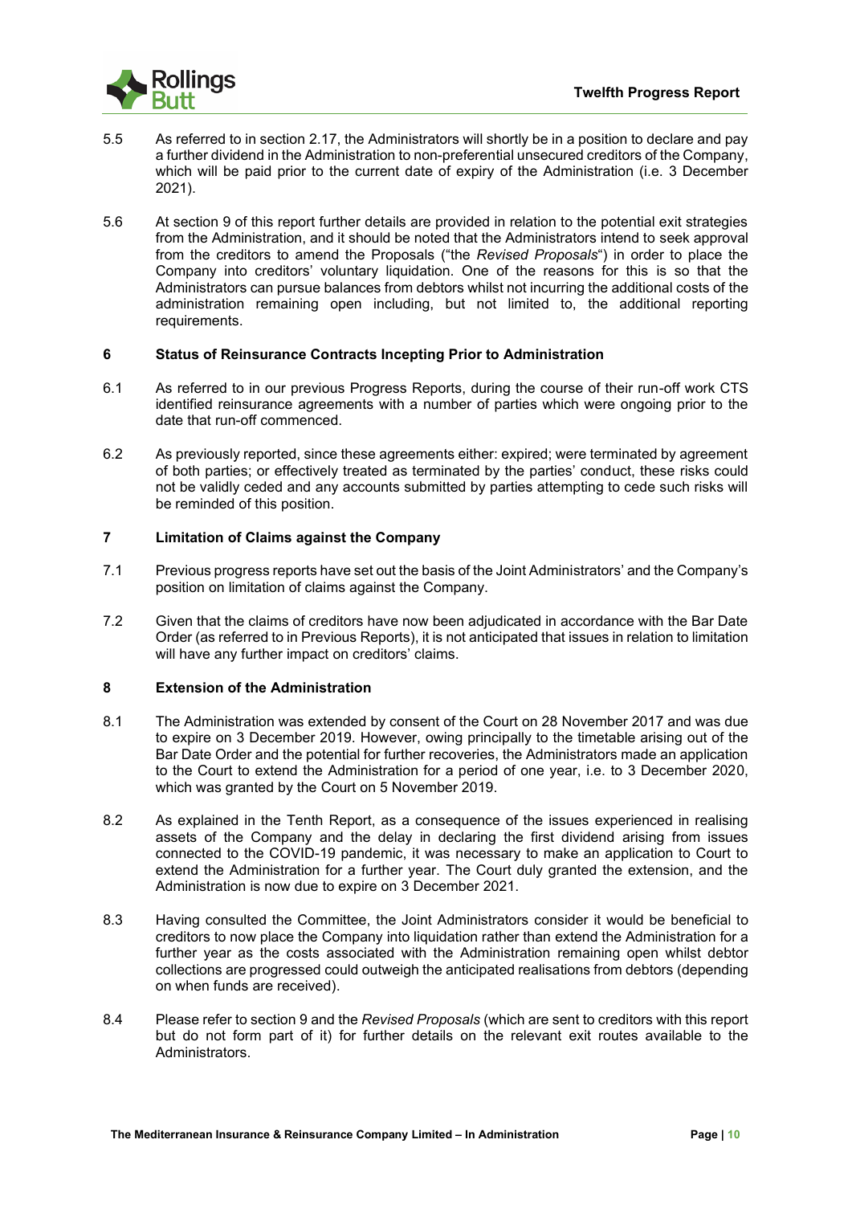5.5 As referred to in section 2.17, the Administrators will shortly be in a position to declare and pay a further dividend in the Administration to non-preferential unsecured creditors of the Company, which will be paid prior to the current date of expiry of the Administration (i.e. 3 December 2021).

5.6 At section 9 of this report further details are provided in relation to the potential exit strategies from the Administration, and it should be noted that the Administrators intend to seek approval from the creditors to amend the Proposals ("the *Revised Proposals*") in order to place the Company into creditors' voluntary liquidation. One of the reasons for this is so that the Administrators can pursue balances from debtors whilst not incurring the additional costs of the administration remaining open including, but not limited to, the additional reporting requirements.

## 6 Status of Reinsurance Contracts Incepting Prior to Administration

6.1 As referred to in our previous Progress Reports, during the course of their run-off work CTS identified reinsurance agreements with a number of parties which were ongoing prior to the date that run-off commenced.

6.2 As previously reported, since these agreements either: expired; were terminated by agreement of both parties; or effectively treated as terminated by the parties' conduct, these risks could not be validly ceded and any accounts submitted by parties attempting to cede such risks will be reminded of this position.

## 7 Limitation of Claims against the Company

7.1 Previous progress reports have set out the basis of the Joint Administrators' and the Company's position on limitation of claims against the Company.

7.2 Given that the claims of creditors have now been adjudicated in accordance with the Bar Date Order (as referred to in Previous Reports), it is not anticipated that issues in relation to limitation will have any further impact on creditors' claims.

## 8 Extension of the Administration

8.1 The Administration was extended by consent of the Court on 28 November 2017 and was due to expire on 3 December 2019. However, owing principally to the timetable arising out of the Bar Date Order and the potential for further recoveries, the Administrators made an application to the Court to extend the Administration for a period of one year, i.e. to 3 December 2020, which was granted by the Court on 5 November 2019.

8.2 As explained in the Tenth Report, as a consequence of the issues experienced in realising assets of the Company and the delay in declaring the first dividend arising from issues connected to the COVID-19 pandemic, it was necessary to make an application to Court to extend the Administration for a further year. The Court duly granted the extension, and the Administration is now due to expire on 3 December 2021.

8.3 Having consulted the Committee, the Joint Administrators consider it would be beneficial to creditors to now place the Company into liquidation rather than extend the Administration for a further year as the costs associated with the Administration remaining open whilst debtor collections are progressed could outweigh the anticipated realisations from debtors (depending on when funds are received).

8.4 Please refer to section 9 and the *Revised Proposals* (which are sent to creditors with this report but do not form part of it) for further details on the relevant exit routes available to the Administrators.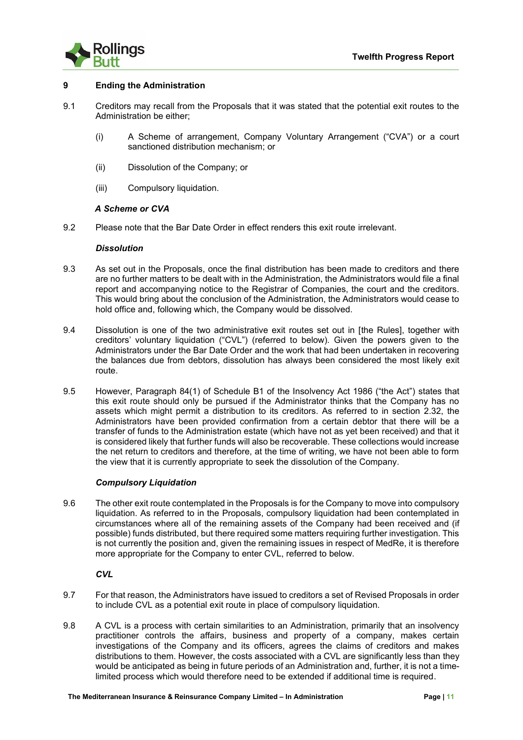## 9 Ending the Administration

9.1 Creditors may recall from the Proposals that it was stated that the potential exit routes to the Administration be either;

(i) A Scheme of arrangement, Company Voluntary Arrangement ("CVA") or a court sanctioned distribution mechanism; or

(ii) Dissolution of the Company; or

(iii) Compulsory liquidation.

***A Scheme or CVA***

9.2 Please note that the Bar Date Order in effect renders this exit route irrelevant.

***Dissolution***

9.3 As set out in the Proposals, once the final distribution has been made to creditors and there are no further matters to be dealt with in the Administration, the Administrators would file a final report and accompanying notice to the Registrar of Companies, the court and the creditors. This would bring about the conclusion of the Administration, the Administrators would cease to hold office and, following which, the Company would be dissolved.

9.4 Dissolution is one of the two administrative exit routes set out in [the Rules], together with creditors' voluntary liquidation ("CVL") (referred to below). Given the powers given to the Administrators under the Bar Date Order and the work that had been undertaken in recovering the balances due from debtors, dissolution has always been considered the most likely exit route.

9.5 However, Paragraph 84(1) of Schedule B1 of the Insolvency Act 1986 ("the Act") states that this exit route should only be pursued if the Administrator thinks that the Company has no assets which might permit a distribution to its creditors. As referred to in section 2.32, the Administrators have been provided confirmation from a certain debtor that there will be a transfer of funds to the Administration estate (which have not as yet been received) and that it is considered likely that further funds will also be recoverable. These collections would increase the net return to creditors and therefore, at the time of writing, we have not been able to form the view that it is currently appropriate to seek the dissolution of the Company.

***Compulsory Liquidation***

9.6 The other exit route contemplated in the Proposals is for the Company to move into compulsory liquidation. As referred to in the Proposals, compulsory liquidation had been contemplated in circumstances where all of the remaining assets of the Company had been received and (if possible) funds distributed, but there required some matters requiring further investigation. This is not currently the position and, given the remaining issues in respect of MedRe, it is therefore more appropriate for the Company to enter CVL, referred to below.

***CVL***

9.7 For that reason, the Administrators have issued to creditors a set of Revised Proposals in order to include CVL as a potential exit route in place of compulsory liquidation.

9.8 A CVL is a process with certain similarities to an Administration, primarily that an insolvency practitioner controls the affairs, business and property of a company, makes certain investigations of the Company and its officers, agrees the claims of creditors and makes distributions to them. However, the costs associated with a CVL are significantly less than they would be anticipated as being in future periods of an Administration and, further, it is not a time-limited process which would therefore need to be extended if additional time is required.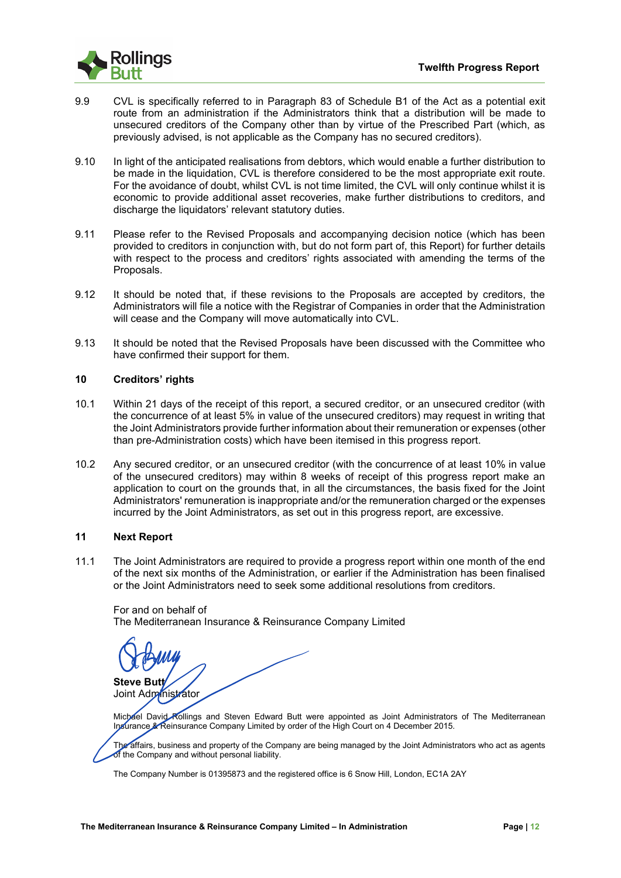9.9 CVL is specifically referred to in Paragraph 83 of Schedule B1 of the Act as a potential exit route from an administration if the Administrators think that a distribution will be made to unsecured creditors of the Company other than by virtue of the Prescribed Part (which, as previously advised, is not applicable as the Company has no secured creditors).

9.10 In light of the anticipated realisations from debtors, which would enable a further distribution to be made in the liquidation, CVL is therefore considered to be the most appropriate exit route. For the avoidance of doubt, whilst CVL is not time limited, the CVL will only continue whilst it is economic to provide additional asset recoveries, make further distributions to creditors, and discharge the liquidators' relevant statutory duties.

9.11 Please refer to the Revised Proposals and accompanying decision notice (which has been provided to creditors in conjunction with, but do not form part of, this Report) for further details with respect to the process and creditors' rights associated with amending the terms of the Proposals.

9.12 It should be noted that, if these revisions to the Proposals are accepted by creditors, the Administrators will file a notice with the Registrar of Companies in order that the Administration will cease and the Company will move automatically into CVL.

9.13 It should be noted that the Revised Proposals have been discussed with the Committee who have confirmed their support for them.

## 10 Creditors' rights

10.1 Within 21 days of the receipt of this report, a secured creditor, or an unsecured creditor (with the concurrence of at least 5% in value of the unsecured creditors) may request in writing that the Joint Administrators provide further information about their remuneration or expenses (other than pre-Administration costs) which have been itemised in this progress report.

10.2 Any secured creditor, or an unsecured creditor (with the concurrence of at least 10% in value of the unsecured creditors) may within 8 weeks of receipt of this progress report make an application to court on the grounds that, in all the circumstances, the basis fixed for the Joint Administrators' remuneration is inappropriate and/or the remuneration charged or the expenses incurred by the Joint Administrators, as set out in this progress report, are excessive.

## 11 Next Report

11.1 The Joint Administrators are required to provide a progress report within one month of the end of the next six months of the Administration, or earlier if the Administration has been finalised or the Joint Administrators need to seek some additional resolutions from creditors.

For and on behalf of
The Mediterranean Insurance & Reinsurance Company Limited

**Steve Butt**
Joint Administrator

Michael David Rollings and Steven Edward Butt were appointed as Joint Administrators of The Mediterranean Insurance & Reinsurance Company Limited by order of the High Court on 4 December 2015.

The affairs, business and property of the Company are being managed by the Joint Administrators who act as agents of the Company and without personal liability.

The Company Number is 01395873 and the registered office is 6 Snow Hill, London, EC1A 2AY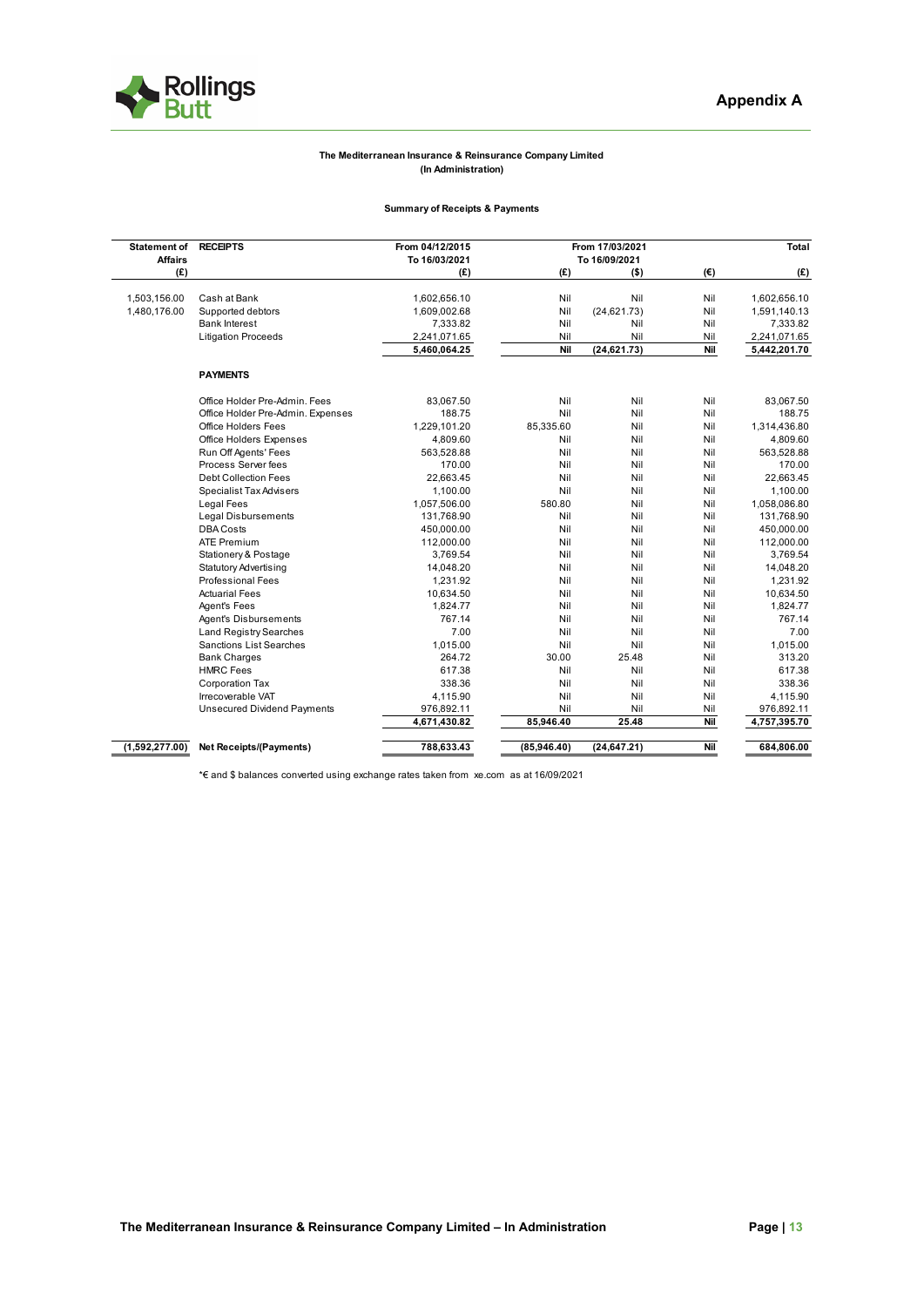# Appendix A

**The Mediterranean Insurance & Reinsurance Company Limited (In Administration)**

**Summary of Receipts & Payments**

| Statement of Affairs (£) | RECEIPTS | From 04/12/2015 To 16/03/2021 (£) | From 17/03/2021 To 16/09/2021 (£) | ($) | (€) | Total (£) |
|---|---|---|---|---|---|---|
| 1,503,156.00 | Cash at Bank | 1,602,656.10 | Nil | Nil | Nil | 1,602,656.10 |
| 1,480,176.00 | Supported debtors | 1,609,002.68 | Nil | (24,621.73) | Nil | 1,591,140.13 |
| | Bank Interest | 7,333.82 | Nil | Nil | Nil | 7,333.82 |
| | Litigation Proceeds | 2,241,071.65 | Nil | Nil | Nil | 2,241,071.65 |
| | | 5,460,064.25 | Nil | (24,621.73) | Nil | 5,442,201.70 |
| | **PAYMENTS** | | | | | |
| | Office Holder Pre-Admin. Fees | 83,067.50 | Nil | Nil | Nil | 83,067.50 |
| | Office Holder Pre-Admin. Expenses | 188.75 | Nil | Nil | Nil | 188.75 |
| | Office Holders Fees | 1,229,101.20 | 85,335.60 | Nil | Nil | 1,314,436.80 |
| | Office Holders Expenses | 4,809.60 | Nil | Nil | Nil | 4,809.60 |
| | Run Off Agents' Fees | 563,528.88 | Nil | Nil | Nil | 563,528.88 |
| | Process Server fees | 170.00 | Nil | Nil | Nil | 170.00 |
| | Debt Collection Fees | 22,663.45 | Nil | Nil | Nil | 22,663.45 |
| | Specialist Tax Advisers | 1,100.00 | Nil | Nil | Nil | 1,100.00 |
| | Legal Fees | 1,057,506.00 | 580.80 | Nil | Nil | 1,058,086.80 |
| | Legal Disbursements | 131,768.90 | Nil | Nil | Nil | 131,768.90 |
| | DBA Costs | 450,000.00 | Nil | Nil | Nil | 450,000.00 |
| | ATE Premium | 112,000.00 | Nil | Nil | Nil | 112,000.00 |
| | Stationery & Postage | 3,769.54 | Nil | Nil | Nil | 3,769.54 |
| | Statutory Advertising | 14,048.20 | Nil | Nil | Nil | 14,048.20 |
| | Professional Fees | 1,231.92 | Nil | Nil | Nil | 1,231.92 |
| | Actuarial Fees | 10,634.50 | Nil | Nil | Nil | 10,634.50 |
| | Agent's Fees | 1,824.77 | Nil | Nil | Nil | 1,824.77 |
| | Agent's Disbursements | 767.14 | Nil | Nil | Nil | 767.14 |
| | Land Registry Searches | 7.00 | Nil | Nil | Nil | 7.00 |
| | Sanctions List Searches | 1,015.00 | Nil | Nil | Nil | 1,015.00 |
| | Bank Charges | 264.72 | 30.00 | 25.48 | Nil | 313.20 |
| | HMRC Fees | 617.38 | Nil | Nil | Nil | 617.38 |
| | Corporation Tax | 338.36 | Nil | Nil | Nil | 338.36 |
| | Irrecoverable VAT | 4,115.90 | Nil | Nil | Nil | 4,115.90 |
| | Unsecured Dividend Payments | 976,892.11 | Nil | Nil | Nil | 976,892.11 |
| | | 4,671,430.82 | 85,946.40 | 25.48 | Nil | 4,757,395.70 |
| (1,592,277.00) | **Net Receipts/(Payments)** | 788,633.43 | (85,946.40) | (24,647.21) | Nil | 684,806.00 |

*€ and $ balances converted using exchange rates taken from xe.com as at 16/09/2021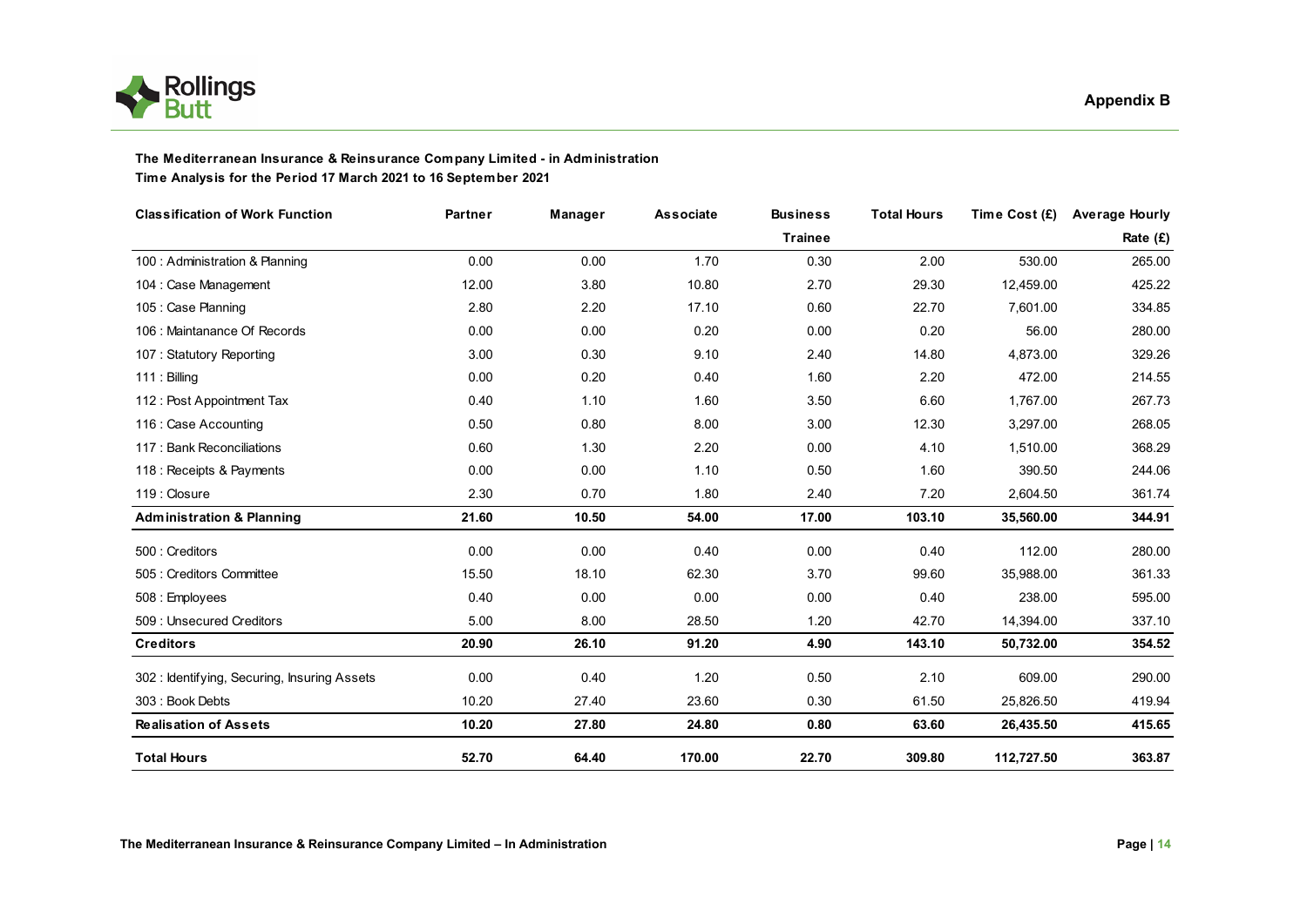Appendix B

**The Mediterranean Insurance & Reinsurance Company Limited - in Administration**
**Time Analysis for the Period 17 March 2021 to 16 September 2021**

| Classification of Work Function | Partner | Manager | Associate | Business Trainee | Total Hours | Time Cost (£) | Average Hourly Rate (£) |
|---|---|---|---|---|---|---|---|
| 100 : Administration & Planning | 0.00 | 0.00 | 1.70 | 0.30 | 2.00 | 530.00 | 265.00 |
| 104 : Case Management | 12.00 | 3.80 | 10.80 | 2.70 | 29.30 | 12,459.00 | 425.22 |
| 105 : Case Planning | 2.80 | 2.20 | 17.10 | 0.60 | 22.70 | 7,601.00 | 334.85 |
| 106 : Maintanance Of Records | 0.00 | 0.00 | 0.20 | 0.00 | 0.20 | 56.00 | 280.00 |
| 107 : Statutory Reporting | 3.00 | 0.30 | 9.10 | 2.40 | 14.80 | 4,873.00 | 329.26 |
| 111 : Billing | 0.00 | 0.20 | 0.40 | 1.60 | 2.20 | 472.00 | 214.55 |
| 112 : Post Appointment Tax | 0.40 | 1.10 | 1.60 | 3.50 | 6.60 | 1,767.00 | 267.73 |
| 116 : Case Accounting | 0.50 | 0.80 | 8.00 | 3.00 | 12.30 | 3,297.00 | 268.05 |
| 117 : Bank Reconciliations | 0.60 | 1.30 | 2.20 | 0.00 | 4.10 | 1,510.00 | 368.29 |
| 118 : Receipts & Payments | 0.00 | 0.00 | 1.10 | 0.50 | 1.60 | 390.50 | 244.06 |
| 119 : Closure | 2.30 | 0.70 | 1.80 | 2.40 | 7.20 | 2,604.50 | 361.74 |
| **Administration & Planning** | **21.60** | **10.50** | **54.00** | **17.00** | **103.10** | **35,560.00** | **344.91** |
| 500 : Creditors | 0.00 | 0.00 | 0.40 | 0.00 | 0.40 | 112.00 | 280.00 |
| 505 : Creditors Committee | 15.50 | 18.10 | 62.30 | 3.70 | 99.60 | 35,988.00 | 361.33 |
| 508 : Employees | 0.40 | 0.00 | 0.00 | 0.00 | 0.40 | 238.00 | 595.00 |
| 509 : Unsecured Creditors | 5.00 | 8.00 | 28.50 | 1.20 | 42.70 | 14,394.00 | 337.10 |
| **Creditors** | **20.90** | **26.10** | **91.20** | **4.90** | **143.10** | **50,732.00** | **354.52** |
| 302 : Identifying, Securing, Insuring Assets | 0.00 | 0.40 | 1.20 | 0.50 | 2.10 | 609.00 | 290.00 |
| 303 : Book Debts | 10.20 | 27.40 | 23.60 | 0.30 | 61.50 | 25,826.50 | 419.94 |
| **Realisation of Assets** | **10.20** | **27.80** | **24.80** | **0.80** | **63.60** | **26,435.50** | **415.65** |
| **Total Hours** | **52.70** | **64.40** | **170.00** | **22.70** | **309.80** | **112,727.50** | **363.87** |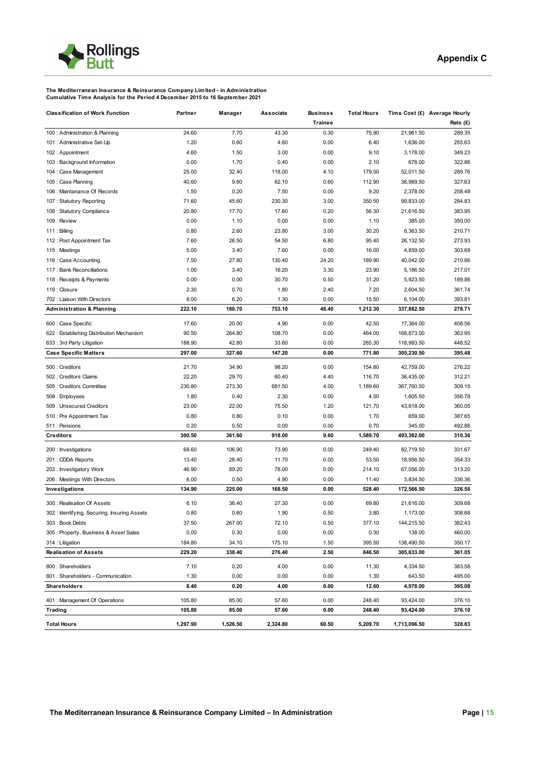**Appendix C**

**The Mediterranean Insurance & Reinsurance Company Limited - in Administration**
**Cumulative Time Analysis for the Period 4 December 2015 to 16 September 2021**

| Classification of Work Function | Partner | Manager | Associate | Business Trainee | Total Hours | Time Cost (£) | Average Hourly Rate (£) |
|---|---|---|---|---|---|---|---|
| 100 : Administration & Planning | 24.60 | 7.70 | 43.30 | 0.30 | 75.90 | 21,961.50 | 289.35 |
| 101 : Administrative Set-Up | 1.20 | 0.60 | 4.60 | 0.00 | 6.40 | 1,636.00 | 255.63 |
| 102 : Appointment | 4.60 | 1.50 | 3.00 | 0.00 | 9.10 | 3,178.00 | 349.23 |
| 103 : Background Information | 0.00 | 1.70 | 0.40 | 0.00 | 2.10 | 678.00 | 322.86 |
| 104 : Case Management | 25.00 | 32.40 | 118.00 | 4.10 | 179.50 | 52,011.50 | 289.76 |
| 105 : Case Planning | 40.60 | 9.60 | 62.10 | 0.60 | 112.90 | 36,989.50 | 327.63 |
| 106 : Maintanance Of Records | 1.50 | 0.20 | 7.50 | 0.00 | 9.20 | 2,378.00 | 258.48 |
| 107 : Statutory Reporting | 71.60 | 45.60 | 230.30 | 3.00 | 350.50 | 99,833.00 | 284.83 |
| 108 : Statutory Compliance | 20.80 | 17.70 | 17.60 | 0.20 | 56.30 | 21,616.50 | 383.95 |
| 109 : Review | 0.00 | 1.10 | 0.00 | 0.00 | 1.10 | 385.00 | 350.00 |
| 111 : Billing | 0.80 | 2.60 | 23.80 | 3.00 | 30.20 | 6,363.50 | 210.71 |
| 112 : Post Appointment Tax | 7.60 | 26.50 | 54.50 | 6.80 | 95.40 | 26,132.50 | 273.93 |
| 115 : Meetings | 5.00 | 3.40 | 7.60 | 0.00 | 16.00 | 4,859.00 | 303.69 |
| 116 : Case Accounting | 7.50 | 27.80 | 130.40 | 24.20 | 189.90 | 40,042.00 | 210.86 |
| 117 : Bank Reconciliations | 1.00 | 3.40 | 16.20 | 3.30 | 23.90 | 5,186.50 | 217.01 |
| 118 : Receipts & Payments | 0.00 | 0.00 | 30.70 | 0.50 | 31.20 | 5,923.50 | 189.86 |
| 119 : Closure | 2.30 | 0.70 | 1.80 | 2.40 | 7.20 | 2,604.50 | 361.74 |
| 702 : Liaison With Directors | 8.00 | 6.20 | 1.30 | 0.00 | 15.50 | 6,104.00 | 393.81 |
| **Administration & Planning** | **222.10** | **188.70** | **753.10** | **48.40** | **1,212.30** | **337,882.50** | **278.71** |
| 600 : Case Specific | 17.60 | 20.00 | 4.90 | 0.00 | 42.50 | 17,364.00 | 408.56 |
| 622 : Establishing Distribution Mechanism | 90.50 | 264.80 | 108.70 | 0.00 | 464.00 | 168,873.00 | 363.95 |
| 633 : 3rd Party Litigation | 188.90 | 42.80 | 33.60 | 0.00 | 265.30 | 118,993.50 | 448.52 |
| **Case Specific Matters** | **297.00** | **327.60** | **147.20** | **0.00** | **771.80** | **305,230.50** | **395.48** |
| 500 : Creditors | 21.70 | 34.90 | 98.20 | 0.00 | 154.80 | 42,759.00 | 276.22 |
| 502 : Creditors Claims | 22.20 | 29.70 | 60.40 | 4.40 | 116.70 | 36,435.00 | 312.21 |
| 505 : Creditors Committee | 230.80 | 273.30 | 681.50 | 4.00 | 1,189.60 | 367,760.50 | 309.15 |
| 508 : Employees | 1.80 | 0.40 | 2.30 | 0.00 | 4.50 | 1,605.50 | 356.78 |
| 509 : Unsecured Creditors | 23.00 | 22.00 | 75.50 | 1.20 | 121.70 | 43,818.00 | 360.05 |
| 510 : Pre Appointment Tax | 0.80 | 0.80 | 0.10 | 0.00 | 1.70 | 659.00 | 387.65 |
| 511 : Pensions | 0.20 | 0.50 | 0.00 | 0.00 | 0.70 | 345.00 | 492.86 |
| **Creditors** | **300.50** | **361.60** | **918.00** | **9.60** | **1,589.70** | **493,382.00** | **310.36** |
| 200 : Investigations | 68.60 | 106.90 | 73.90 | 0.00 | 249.40 | 82,719.50 | 331.67 |
| 201 : CDDA Reports | 13.40 | 28.40 | 11.70 | 0.00 | 53.50 | 18,956.50 | 354.33 |
| 203 : Investigatory Work | 46.90 | 89.20 | 78.00 | 0.00 | 214.10 | 67,056.00 | 313.20 |
| 206 : Meetings With Directors | 6.00 | 0.50 | 4.90 | 0.00 | 11.40 | 3,834.50 | 336.36 |
| **Investigations** | **134.90** | **225.00** | **168.50** | **0.00** | **528.40** | **172,566.50** | **326.58** |
| 300 : Realisation Of Assets | 6.10 | 36.40 | 27.30 | 0.00 | 69.80 | 21,616.00 | 309.68 |
| 302 : Identifying, Securing, Insuring Assets | 0.80 | 0.60 | 1.90 | 0.50 | 3.80 | 1,173.00 | 308.68 |
| 303 : Book Debts | 37.50 | 267.00 | 72.10 | 0.50 | 377.10 | 144,215.50 | 382.43 |
| 305 : Property, Business & Asset Sales | 0.00 | 0.30 | 0.00 | 0.00 | 0.30 | 138.00 | 460.00 |
| 314 : Litigation | 184.80 | 34.10 | 175.10 | 1.50 | 395.50 | 138,490.50 | 350.17 |
| **Realisation of Assets** | **229.20** | **338.40** | **276.40** | **2.50** | **846.50** | **305,633.00** | **361.05** |
| 800 : Shareholders | 7.10 | 0.20 | 4.00 | 0.00 | 11.30 | 4,334.50 | 383.58 |
| 801 : Shareholders - Communication | 1.30 | 0.00 | 0.00 | 0.00 | 1.30 | 643.50 | 495.00 |
| **Shareholders** | **8.40** | **0.20** | **4.00** | **0.00** | **12.60** | **4,978.00** | **395.08** |
| 401 : Management Of Operations | 105.80 | 85.00 | 57.60 | 0.00 | 248.40 | 93,424.00 | 376.10 |
| **Trading** | **105.80** | **85.00** | **57.60** | **0.00** | **248.40** | **93,424.00** | **376.10** |
| **Total Hours** | **1,297.90** | **1,526.50** | **2,324.80** | **60.50** | **5,209.70** | **1,713,096.50** | **328.83** |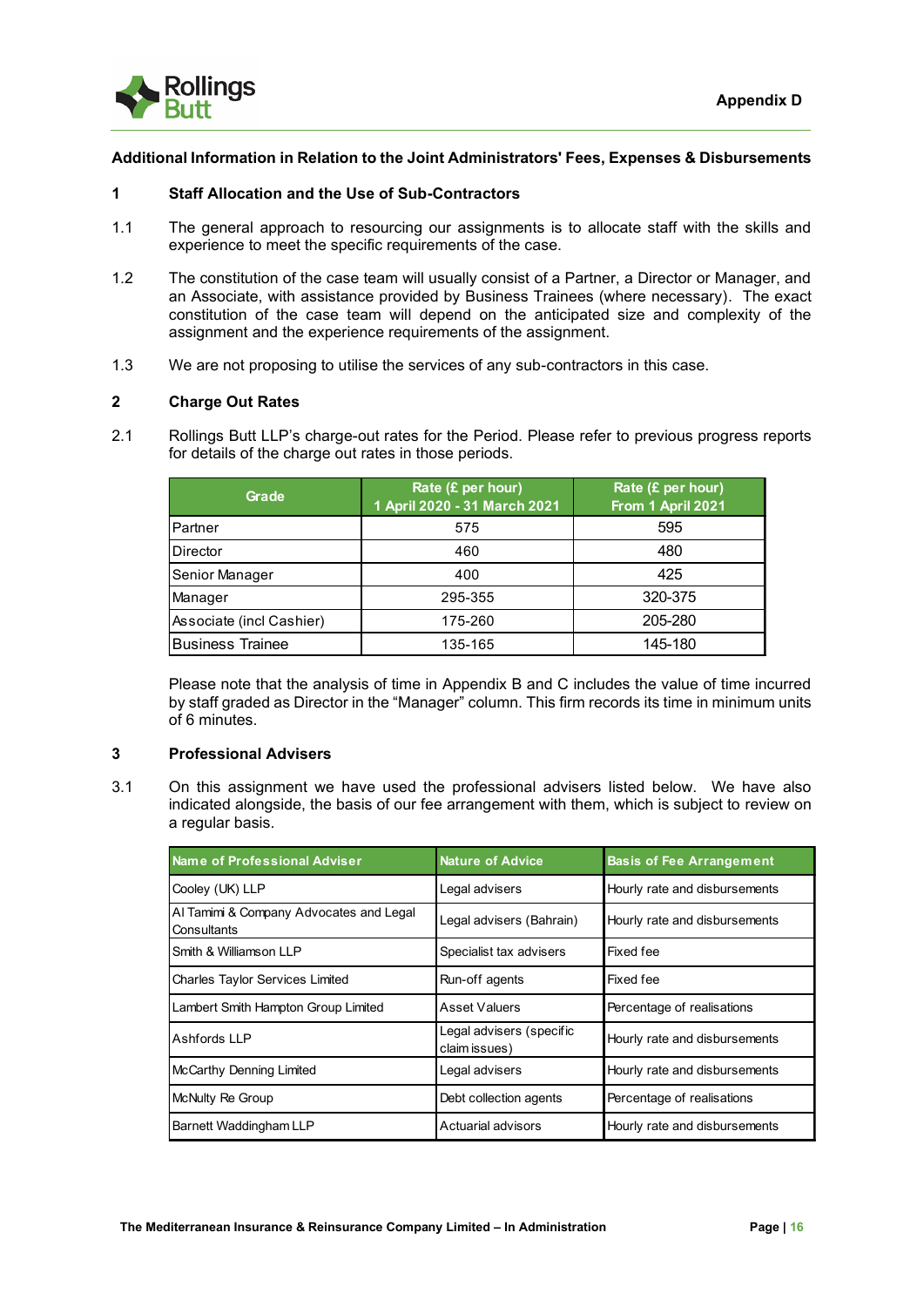Appendix D

## Additional Information in Relation to the Joint Administrators' Fees, Expenses & Disbursements

### 1 Staff Allocation and the Use of Sub-Contractors

1.1 The general approach to resourcing our assignments is to allocate staff with the skills and experience to meet the specific requirements of the case.

1.2 The constitution of the case team will usually consist of a Partner, a Director or Manager, and an Associate, with assistance provided by Business Trainees (where necessary). The exact constitution of the case team will depend on the anticipated size and complexity of the assignment and the experience requirements of the assignment.

1.3 We are not proposing to utilise the services of any sub-contractors in this case.

### 2 Charge Out Rates

2.1 Rollings Butt LLP's charge-out rates for the Period. Please refer to previous progress reports for details of the charge out rates in those periods.

| Grade | Rate (£ per hour) 1 April 2020 - 31 March 2021 | Rate (£ per hour) From 1 April 2021 |
|---|---|---|
| Partner | 575 | 595 |
| Director | 460 | 480 |
| Senior Manager | 400 | 425 |
| Manager | 295-355 | 320-375 |
| Associate (incl Cashier) | 175-260 | 205-280 |
| Business Trainee | 135-165 | 145-180 |

Please note that the analysis of time in Appendix B and C includes the value of time incurred by staff graded as Director in the "Manager" column. This firm records its time in minimum units of 6 minutes.

### 3 Professional Advisers

3.1 On this assignment we have used the professional advisers listed below. We have also indicated alongside, the basis of our fee arrangement with them, which is subject to review on a regular basis.

| Name of Professional Adviser | Nature of Advice | Basis of Fee Arrangement |
|---|---|---|
| Cooley (UK) LLP | Legal advisers | Hourly rate and disbursements |
| Al Tamimi & Company Advocates and Legal Consultants | Legal advisers (Bahrain) | Hourly rate and disbursements |
| Smith & Williamson LLP | Specialist tax advisers | Fixed fee |
| Charles Taylor Services Limited | Run-off agents | Fixed fee |
| Lambert Smith Hampton Group Limited | Asset Valuers | Percentage of realisations |
| Ashfords LLP | Legal advisers (specific claim issues) | Hourly rate and disbursements |
| McCarthy Denning Limited | Legal advisers | Hourly rate and disbursements |
| McNulty Re Group | Debt collection agents | Percentage of realisations |
| Barnett Waddingham LLP | Actuarial advisors | Hourly rate and disbursements |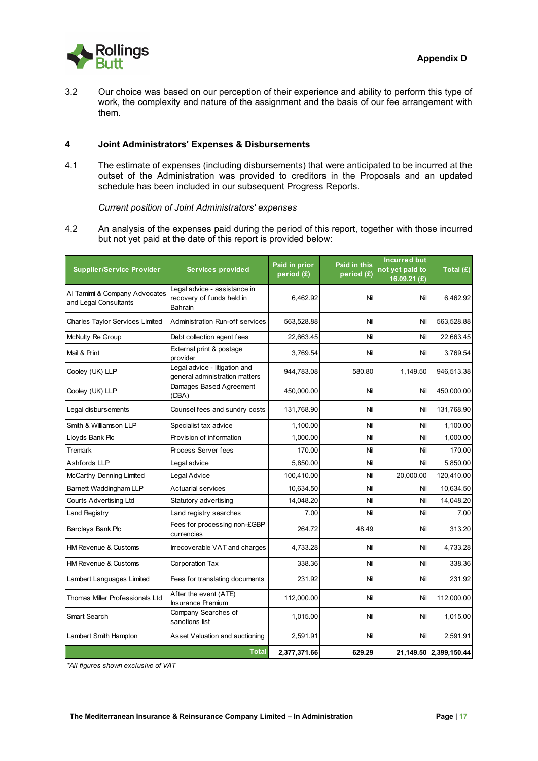3.2 Our choice was based on our perception of their experience and ability to perform this type of work, the complexity and nature of the assignment and the basis of our fee arrangement with them.

## 4 Joint Administrators' Expenses & Disbursements

4.1 The estimate of expenses (including disbursements) that were anticipated to be incurred at the outset of the Administration was provided to creditors in the Proposals and an updated schedule has been included in our subsequent Progress Reports.

*Current position of Joint Administrators' expenses*

4.2 An analysis of the expenses paid during the period of this report, together with those incurred but not yet paid at the date of this report is provided below:

| Supplier/Service Provider | Services provided | Paid in prior period (£) | Paid in this period (£) | Incurred but not yet paid to 16.09.21 (£) | Total (£) |
|---|---|---|---|---|---|
| Al Tamimi & Company Advocates and Legal Consultants | Legal advice - assistance in recovery of funds held in Bahrain | 6,462.92 | Nil | Nil | 6,462.92 |
| Charles Taylor Services Limited | Administration Run-off services | 563,528.88 | Nil | Nil | 563,528.88 |
| McNulty Re Group | Debt collection agent fees | 22,663.45 | Nil | Nil | 22,663.45 |
| Mail & Print | External print & postage provider | 3,769.54 | Nil | Nil | 3,769.54 |
| Cooley (UK) LLP | Legal advice - litigation and general administration matters | 944,783.08 | 580.80 | 1,149.50 | 946,513.38 |
| Cooley (UK) LLP | Damages Based Agreement (DBA) | 450,000.00 | Nil | Nil | 450,000.00 |
| Legal disbursements | Counsel fees and sundry costs | 131,768.90 | Nil | Nil | 131,768.90 |
| Smith & Williamson LLP | Specialist tax advice | 1,100.00 | Nil | Nil | 1,100.00 |
| Lloyds Bank Plc | Provision of information | 1,000.00 | Nil | Nil | 1,000.00 |
| Tremark | Process Server fees | 170.00 | Nil | Nil | 170.00 |
| Ashfords LLP | Legal advice | 5,850.00 | Nil | Nil | 5,850.00 |
| McCarthy Denning Limited | Legal Advice | 100,410.00 | Nil | 20,000.00 | 120,410.00 |
| Barnett Waddingham LLP | Actuarial services | 10,634.50 | Nil | Nil | 10,634.50 |
| Courts Advertising Ltd | Statutory advertising | 14,048.20 | Nil | Nil | 14,048.20 |
| Land Registry | Land registry searches | 7.00 | Nil | Nil | 7.00 |
| Barclays Bank Plc | Fees for processing non-£GBP currencies | 264.72 | 48.49 | Nil | 313.20 |
| HM Revenue & Customs | Irrecoverable VAT and charges | 4,733.28 | Nil | Nil | 4,733.28 |
| HM Revenue & Customs | Corporation Tax | 338.36 | Nil | Nil | 338.36 |
| Lambert Languages Limited | Fees for translating documents | 231.92 | Nil | Nil | 231.92 |
| Thomas Miller Professionals Ltd | After the event (ATE) Insurance Premium | 112,000.00 | Nil | Nil | 112,000.00 |
| Smart Search | Company Searches of sanctions list | 1,015.00 | Nil | Nil | 1,015.00 |
| Lambert Smith Hampton | Asset Valuation and auctioning | 2,591.91 | Nil | Nil | 2,591.91 |
| | **Total** | **2,377,371.66** | **629.29** | **21,149.50** | **2,399,150.44** |

*\*All figures shown exclusive of VAT*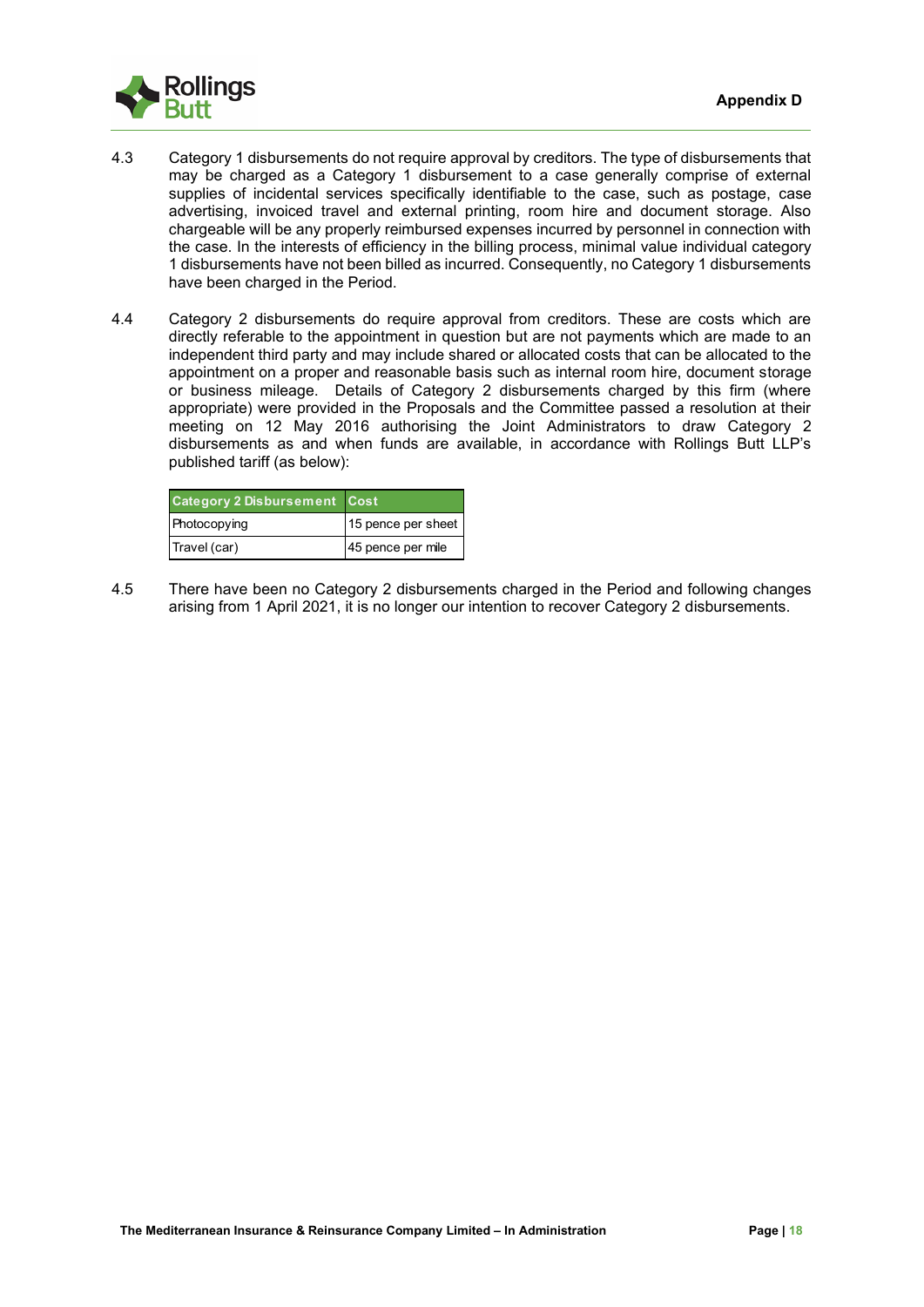4.3 Category 1 disbursements do not require approval by creditors. The type of disbursements that may be charged as a Category 1 disbursement to a case generally comprise of external supplies of incidental services specifically identifiable to the case, such as postage, case advertising, invoiced travel and external printing, room hire and document storage. Also chargeable will be any properly reimbursed expenses incurred by personnel in connection with the case. In the interests of efficiency in the billing process, minimal value individual category 1 disbursements have not been billed as incurred. Consequently, no Category 1 disbursements have been charged in the Period.

4.4 Category 2 disbursements do require approval from creditors. These are costs which are directly referable to the appointment in question but are not payments which are made to an independent third party and may include shared or allocated costs that can be allocated to the appointment on a proper and reasonable basis such as internal room hire, document storage or business mileage. Details of Category 2 disbursements charged by this firm (where appropriate) were provided in the Proposals and the Committee passed a resolution at their meeting on 12 May 2016 authorising the Joint Administrators to draw Category 2 disbursements as and when funds are available, in accordance with Rollings Butt LLP's published tariff (as below):

| Category 2 Disbursement | Cost |
|---|---|
| Photocopying | 15 pence per sheet |
| Travel (car) | 45 pence per mile |

4.5 There have been no Category 2 disbursements charged in the Period and following changes arising from 1 April 2021, it is no longer our intention to recover Category 2 disbursements.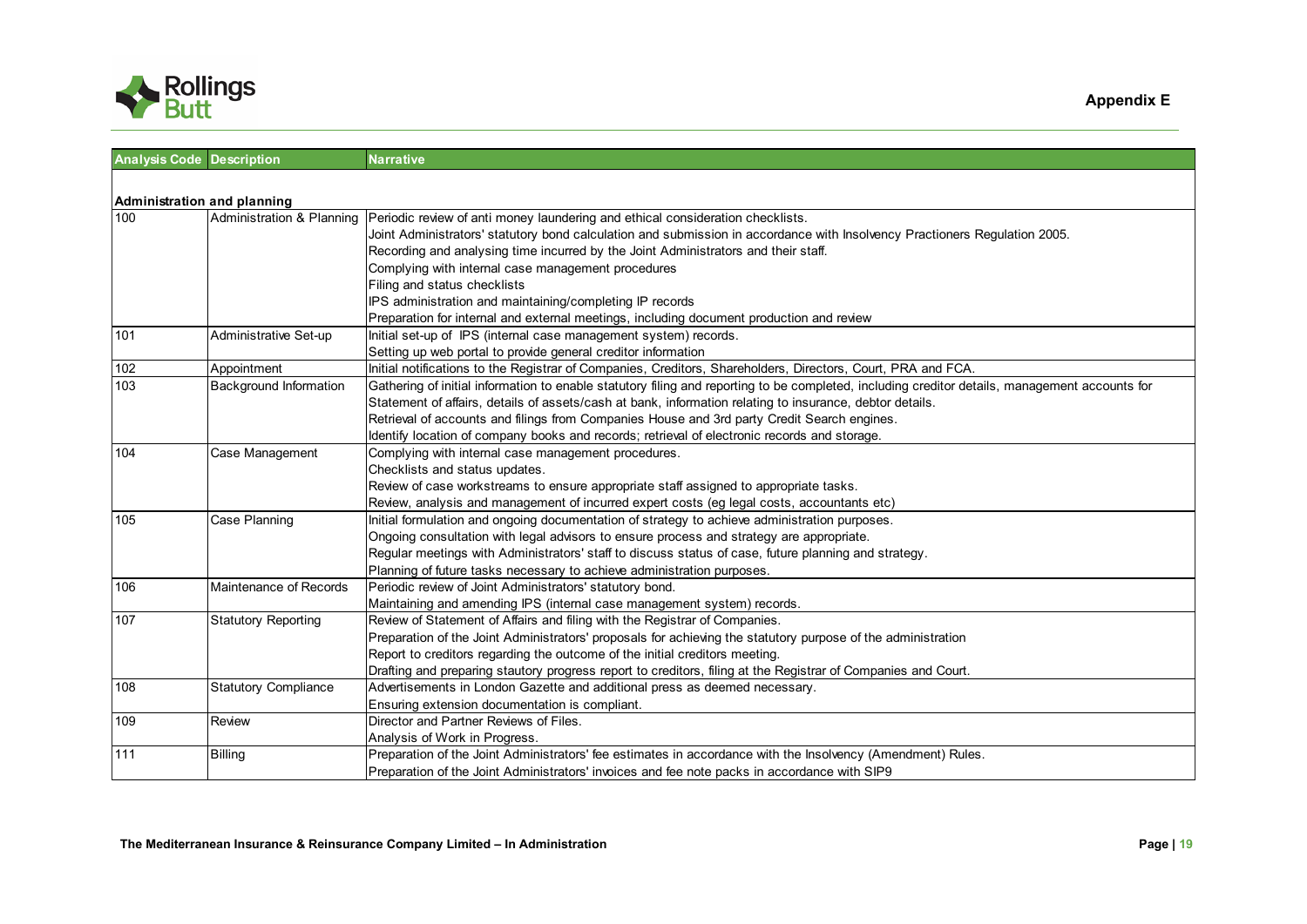**Appendix E**

| Analysis Code | Description | Narrative |
|---|---|---|
| **Administration and planning** | | |
| 100 | Administration & Planning | Periodic review of anti money laundering and ethical consideration checklists.<br>Joint Administrators' statutory bond calculation and submission in accordance with Insolvency Practioners Regulation 2005.<br>Recording and analysing time incurred by the Joint Administrators and their staff.<br>Complying with internal case management procedures<br>Filing and status checklists<br>IPS administration and maintaining/completing IP records<br>Preparation for internal and external meetings, including document production and review |
| 101 | Administrative Set-up | Initial set-up of IPS (internal case management system) records.<br>Setting up web portal to provide general creditor information |
| 102 | Appointment | Initial notifications to the Registrar of Companies, Creditors, Shareholders, Directors, Court, PRA and FCA. |
| 103 | Background Information | Gathering of initial information to enable statutory filing and reporting to be completed, including creditor details, management accounts for Statement of affairs, details of assets/cash at bank, information relating to insurance, debtor details.<br>Retrieval of accounts and filings from Companies House and 3rd party Credit Search engines.<br>Identify location of company books and records; retrieval of electronic records and storage. |
| 104 | Case Management | Complying with internal case management procedures.<br>Checklists and status updates.<br>Review of case workstreams to ensure appropriate staff assigned to appropriate tasks.<br>Review, analysis and management of incurred expert costs (eg legal costs, accountants etc) |
| 105 | Case Planning | Initial formulation and ongoing documentation of strategy to achieve administration purposes.<br>Ongoing consultation with legal advisors to ensure process and strategy are appropriate.<br>Regular meetings with Administrators' staff to discuss status of case, future planning and strategy.<br>Planning of future tasks necessary to achieve administration purposes. |
| 106 | Maintenance of Records | Periodic review of Joint Administrators' statutory bond.<br>Maintaining and amending IPS (internal case management system) records. |
| 107 | Statutory Reporting | Review of Statement of Affairs and filing with the Registrar of Companies.<br>Preparation of the Joint Administrators' proposals for achieving the statutory purpose of the administration<br>Report to creditors regarding the outcome of the initial creditors meeting.<br>Drafting and preparing stautory progress report to creditors, filing at the Registrar of Companies and Court. |
| 108 | Statutory Compliance | Advertisements in London Gazette and additional press as deemed necessary.<br>Ensuring extension documentation is compliant. |
| 109 | Review | Director and Partner Reviews of Files.<br>Analysis of Work in Progress. |
| 111 | Billing | Preparation of the Joint Administrators' fee estimates in accordance with the Insolvency (Amendment) Rules.<br>Preparation of the Joint Administrators' invoices and fee note packs in accordance with SIP9 |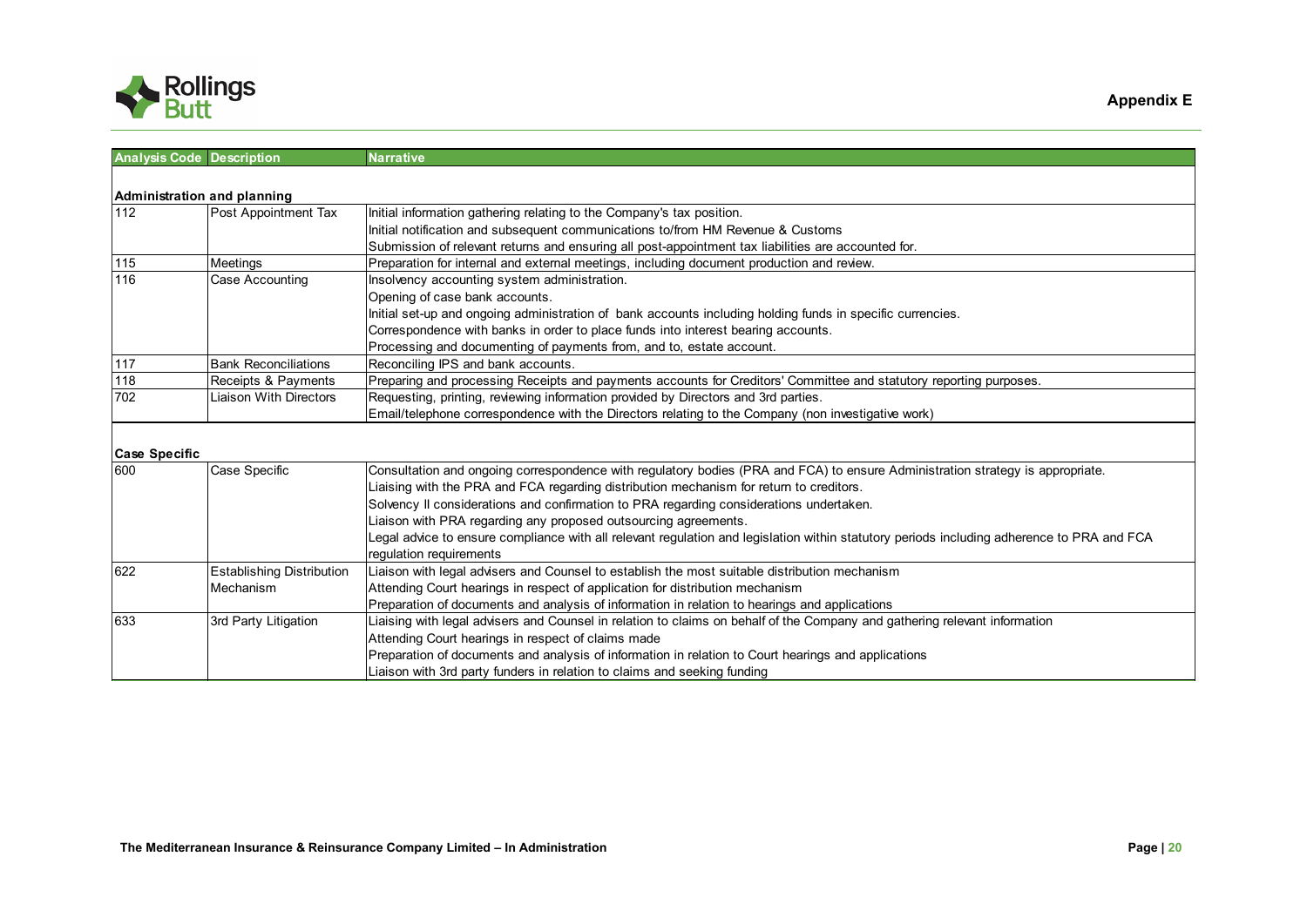## Appendix E

| Analysis Code | Description | Narrative |
|---|---|---|
| **Administration and planning** | | |
| 112 | Post Appointment Tax | Initial information gathering relating to the Company's tax position. |
| | | Initial notification and subsequent communications to/from HM Revenue & Customs |
| | | Submission of relevant returns and ensuring all post-appointment tax liabilities are accounted for. |
| 115 | Meetings | Preparation for internal and external meetings, including document production and review. |
| 116 | Case Accounting | Insolvency accounting system administration. |
| | | Opening of case bank accounts. |
| | | Initial set-up and ongoing administration of bank accounts including holding funds in specific currencies. |
| | | Correspondence with banks in order to place funds into interest bearing accounts. |
| | | Processing and documenting of payments from, and to, estate account. |
| 117 | Bank Reconciliations | Reconciling IPS and bank accounts. |
| 118 | Receipts & Payments | Preparing and processing Receipts and payments accounts for Creditors' Committee and statutory reporting purposes. |
| 702 | Liaison With Directors | Requesting, printing, reviewing information provided by Directors and 3rd parties. |
| | | Email/telephone correspondence with the Directors relating to the Company (non investigative work) |
| **Case Specific** | | |
| 600 | Case Specific | Consultation and ongoing correspondence with regulatory bodies (PRA and FCA) to ensure Administration strategy is appropriate. |
| | | Liaising with the PRA and FCA regarding distribution mechanism for return to creditors. |
| | | Solvency II considerations and confirmation to PRA regarding considerations undertaken. |
| | | Liaison with PRA regarding any proposed outsourcing agreements. |
| | | Legal advice to ensure compliance with all relevant regulation and legislation within statutory periods including adherence to PRA and FCA regulation requirements |
| 622 | Establishing Distribution Mechanism | Liaison with legal advisers and Counsel to establish the most suitable distribution mechanism |
| | | Attending Court hearings in respect of application for distribution mechanism |
| | | Preparation of documents and analysis of information in relation to hearings and applications |
| 633 | 3rd Party Litigation | Liaising with legal advisers and Counsel in relation to claims on behalf of the Company and gathering relevant information |
| | | Attending Court hearings in respect of claims made |
| | | Preparation of documents and analysis of information in relation to Court hearings and applications |
| | | Liaison with 3rd party funders in relation to claims and seeking funding |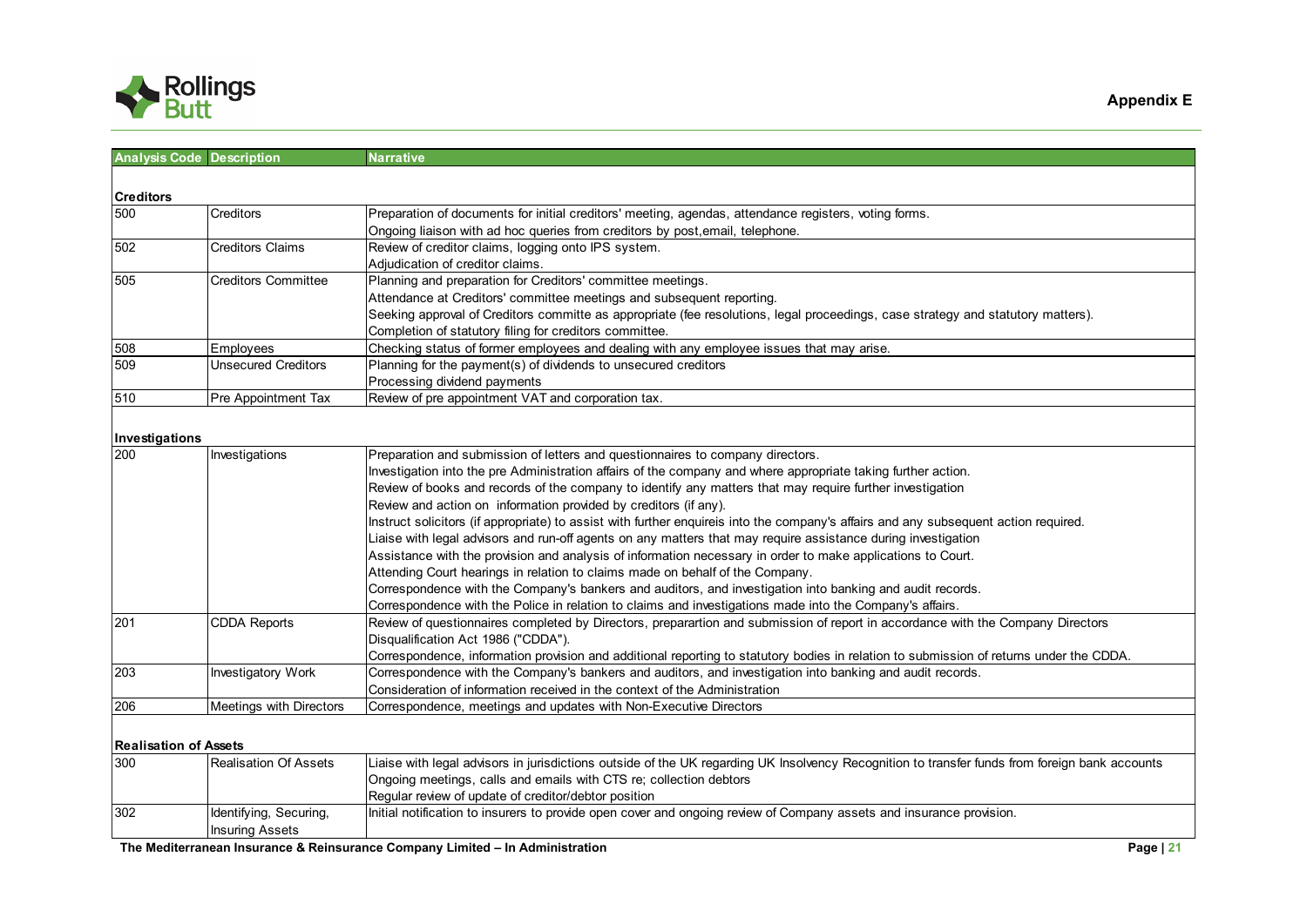## Appendix E

| Analysis Code | Description | Narrative |
|---|---|---|
| **Creditors** | | |
| 500 | Creditors | Preparation of documents for initial creditors' meeting, agendas, attendance registers, voting forms.<br>Ongoing liaison with ad hoc queries from creditors by post,email, telephone. |
| 502 | Creditors Claims | Review of creditor claims, logging onto IPS system.<br>Adjudication of creditor claims. |
| 505 | Creditors Committee | Planning and preparation for Creditors' committee meetings.<br>Attendance at Creditors' committee meetings and subsequent reporting.<br>Seeking approval of Creditors committe as appropriate (fee resolutions, legal proceedings, case strategy and statutory matters).<br>Completion of statutory filing for creditors committee. |
| 508 | Employees | Checking status of former employees and dealing with any employee issues that may arise. |
| 509 | Unsecured Creditors | Planning for the payment(s) of dividends to unsecured creditors<br>Processing dividend payments |
| 510 | Pre Appointment Tax | Review of pre appointment VAT and corporation tax. |
| **Investigations** | | |
| 200 | Investigations | Preparation and submission of letters and questionnaires to company directors.<br>Investigation into the pre Administration affairs of the company and where appropriate taking further action.<br>Review of books and records of the company to identify any matters that may require further investigation<br>Review and action on information provided by creditors (if any).<br>Instruct solicitors (if appropriate) to assist with further enquireis into the company's affairs and any subsequent action required.<br>Liaise with legal advisors and run-off agents on any matters that may require assistance during investigation<br>Assistance with the provision and analysis of information necessary in order to make applications to Court.<br>Attending Court hearings in relation to claims made on behalf of the Company.<br>Correspondence with the Company's bankers and auditors, and investigation into banking and audit records.<br>Correspondence with the Police in relation to claims and investigations made into the Company's affairs. |
| 201 | CDDA Reports | Review of questionnaires completed by Directors, preparartion and submission of report in accordance with the Company Directors Disqualification Act 1986 ("CDDA").<br>Correspondence, information provision and additional reporting to statutory bodies in relation to submission of returns under the CDDA. |
| 203 | Investigatory Work | Correspondence with the Company's bankers and auditors, and investigation into banking and audit records.<br>Consideration of information received in the context of the Administration |
| 206 | Meetings with Directors | Correspondence, meetings and updates with Non-Executive Directors |
| **Realisation of Assets** | | |
| 300 | Realisation Of Assets | Liaise with legal advisors in jurisdictions outside of the UK regarding UK Insolvency Recognition to transfer funds from foreign bank accounts<br>Ongoing meetings, calls and emails with CTS re; collection debtors<br>Regular review of update of creditor/debtor position |
| 302 | Identifying, Securing, Insuring Assets | Initial notification to insurers to provide open cover and ongoing review of Company assets and insurance provision. |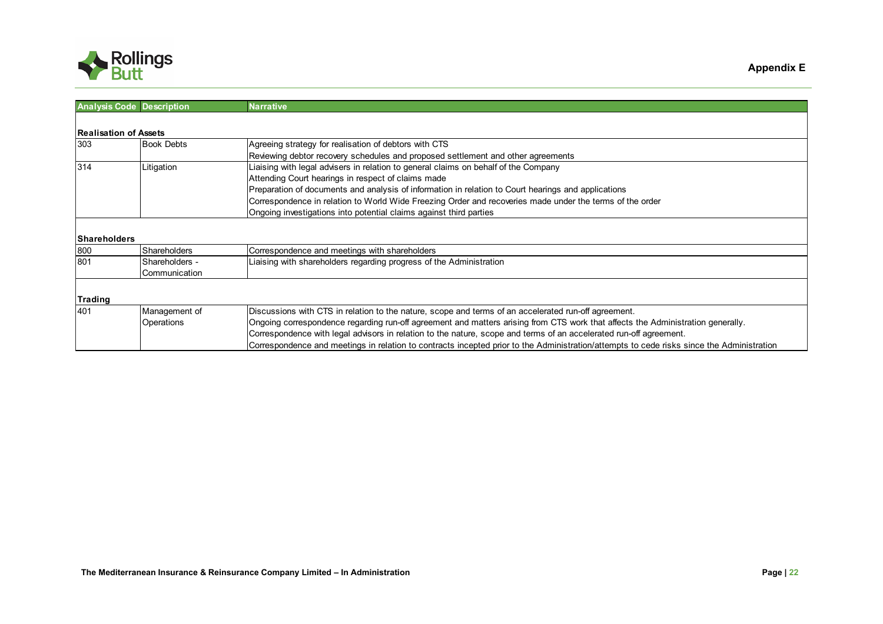Appendix E

| Analysis Code | Description | Narrative |
|---|---|---|
| **Realisation of Assets** | | |
| 303 | Book Debts | Agreeing strategy for realisation of debtors with CTS |
| | | Reviewing debtor recovery schedules and proposed settlement and other agreements |
| 314 | Litigation | Liaising with legal advisers in relation to general claims on behalf of the Company |
| | | Attending Court hearings in respect of claims made |
| | | Preparation of documents and analysis of information in relation to Court hearings and applications |
| | | Correspondence in relation to World Wide Freezing Order and recoveries made under the terms of the order |
| | | Ongoing investigations into potential claims against third parties |
| **Shareholders** | | |
| 800 | Shareholders | Correspondence and meetings with shareholders |
| 801 | Shareholders - Communication | Liaising with shareholders regarding progress of the Administration |
| **Trading** | | |
| 401 | Management of Operations | Discussions with CTS in relation to the nature, scope and terms of an accelerated run-off agreement. |
| | | Ongoing correspondence regarding run-off agreement and matters arising from CTS work that affects the Administration generally. |
| | | Correspondence with legal advisors in relation to the nature, scope and terms of an accelerated run-off agreement. |
| | | Correspondence and meetings in relation to contracts incepted prior to the Administration/attempts to cede risks since the Administration |